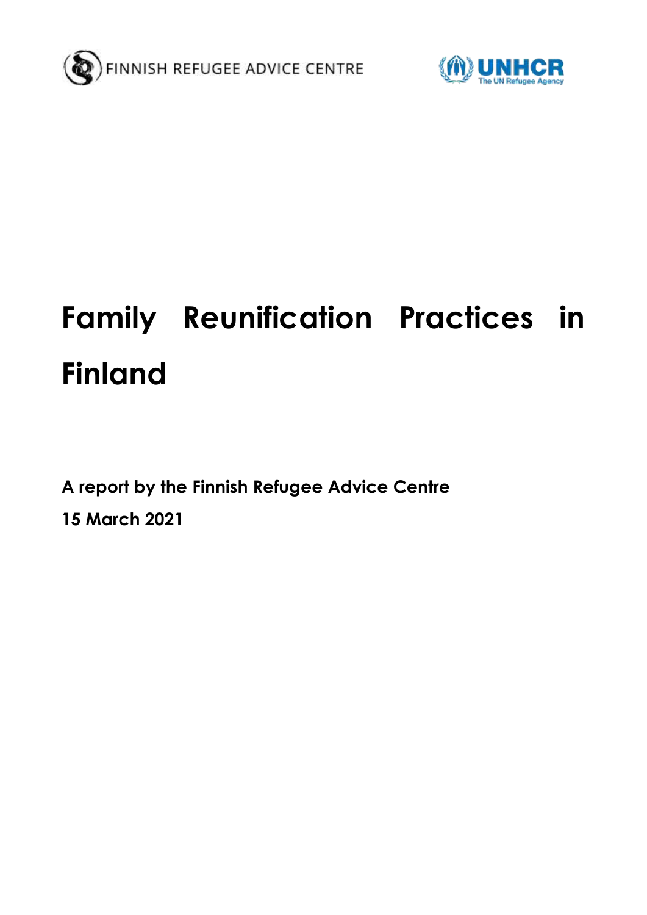FINNISH REFUGEE ADVICE CENTRE

UNHCR
The UN Refugee Agency

# Family Reunification Practices in Finland

**A report by the Finnish Refugee Advice Centre**

**15 March 2021**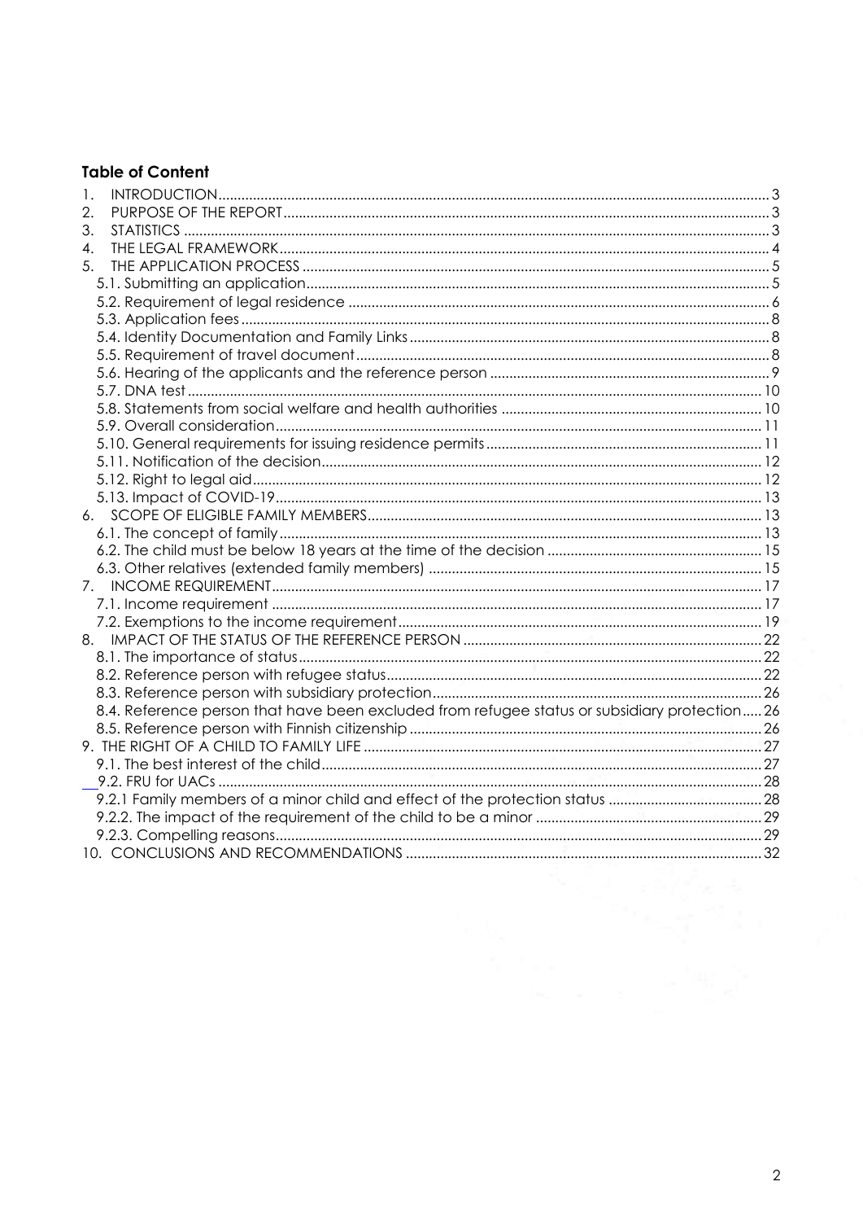**Table of Content**

1. INTRODUCTION ... 3
2. PURPOSE OF THE REPORT ... 3
3. STATISTICS ... 3
4. THE LEGAL FRAMEWORK ... 4
5. THE APPLICATION PROCESS ... 5
   - 5.1. Submitting an application ... 5
   - 5.2. Requirement of legal residence ... 6
   - 5.3. Application fees ... 8
   - 5.4. Identity Documentation and Family Links ... 8
   - 5.5. Requirement of travel document ... 8
   - 5.6. Hearing of the applicants and the reference person ... 9
   - 5.7. DNA test ... 10
   - 5.8. Statements from social welfare and health authorities ... 10
   - 5.9. Overall consideration ... 11
   - 5.10. General requirements for issuing residence permits ... 11
   - 5.11. Notification of the decision ... 12
   - 5.12. Right to legal aid ... 12
   - 5.13. Impact of COVID-19 ... 13
6. SCOPE OF ELIGIBLE FAMILY MEMBERS ... 13
   - 6.1. The concept of family ... 13
   - 6.2. The child must be below 18 years at the time of the decision ... 15
   - 6.3. Other relatives (extended family members) ... 15
7. INCOME REQUIREMENT ... 17
   - 7.1. Income requirement ... 17
   - 7.2. Exemptions to the income requirement ... 19
8. IMPACT OF THE STATUS OF THE REFERENCE PERSON ... 22
   - 8.1. The importance of status ... 22
   - 8.2. Reference person with refugee status ... 22
   - 8.3. Reference person with subsidiary protection ... 26
   - 8.4. Reference person that have been excluded from refugee status or subsidiary protection ... 26
   - 8.5. Reference person with Finnish citizenship ... 26
9. THE RIGHT OF A CHILD TO FAMILY LIFE ... 27
   - 9.1. The best interest of the child ... 27
   - 9.2. FRU for UACs ... 28
   - 9.2.1 Family members of a minor child and effect of the protection status ... 28
   - 9.2.2. The impact of the requirement of the child to be a minor ... 29
   - 9.2.3. Compelling reasons ... 29
10. CONCLUSIONS AND RECOMMENDATIONS ... 32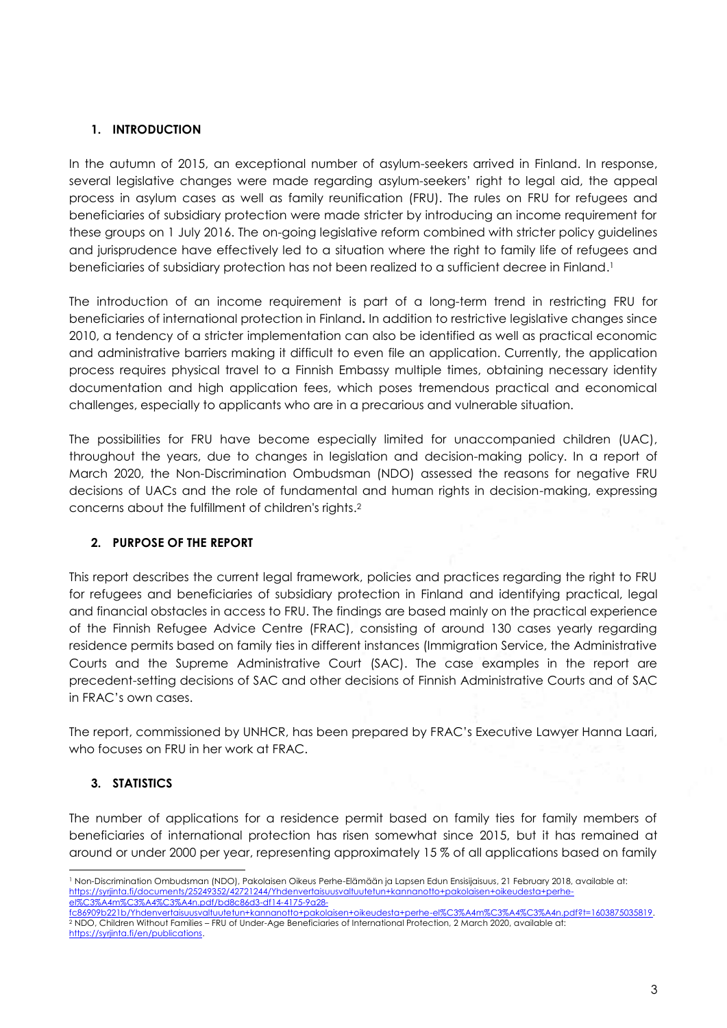## 1. INTRODUCTION

In the autumn of 2015, an exceptional number of asylum-seekers arrived in Finland. In response, several legislative changes were made regarding asylum-seekers' right to legal aid, the appeal process in asylum cases as well as family reunification (FRU). The rules on FRU for refugees and beneficiaries of subsidiary protection were made stricter by introducing an income requirement for these groups on 1 July 2016. The on-going legislative reform combined with stricter policy guidelines and jurisprudence have effectively led to a situation where the right to family life of refugees and beneficiaries of subsidiary protection has not been realized to a sufficient decree in Finland.[1]

The introduction of an income requirement is part of a long-term trend in restricting FRU for beneficiaries of international protection in Finland**.** In addition to restrictive legislative changes since 2010, a tendency of a stricter implementation can also be identified as well as practical economic and administrative barriers making it difficult to even file an application. Currently, the application process requires physical travel to a Finnish Embassy multiple times, obtaining necessary identity documentation and high application fees, which poses tremendous practical and economical challenges, especially to applicants who are in a precarious and vulnerable situation.

The possibilities for FRU have become especially limited for unaccompanied children (UAC), throughout the years, due to changes in legislation and decision-making policy. In a report of March 2020, the Non-Discrimination Ombudsman (NDO) assessed the reasons for negative FRU decisions of UACs and the role of fundamental and human rights in decision-making, expressing concerns about the fulfillment of children's rights.[2]

## 2. PURPOSE OF THE REPORT

This report describes the current legal framework, policies and practices regarding the right to FRU for refugees and beneficiaries of subsidiary protection in Finland and identifying practical, legal and financial obstacles in access to FRU. The findings are based mainly on the practical experience of the Finnish Refugee Advice Centre (FRAC), consisting of around 130 cases yearly regarding residence permits based on family ties in different instances (Immigration Service, the Administrative Courts and the Supreme Administrative Court (SAC). The case examples in the report are precedent-setting decisions of SAC and other decisions of Finnish Administrative Courts and of SAC in FRAC's own cases.

The report, commissioned by UNHCR, has been prepared by FRAC's Executive Lawyer Hanna Laari, who focuses on FRU in her work at FRAC.

## 3. STATISTICS

The number of applications for a residence permit based on family ties for family members of beneficiaries of international protection has risen somewhat since 2015, but it has remained at around or under 2000 per year, representing approximately 15 % of all applications based on family

---

[1] Non-Discrimination Ombudsman (NDO), Pakolaisen Oikeus Perhe-Elämään ja Lapsen Edun Ensisijaisuus, 21 February 2018, available at: https://syrjinta.fi/documents/25249352/42721244/Yhdenvertaisuusvaltuutetun+kannanotto+pakolaisen+oikeudesta+perhe-el%C3%A4m%C3%A4%C3%A4n.pdf/bd8c86d3-df14-4175-9a28-fc86909b221b/Yhdenvertaisuusvaltuutetun+kannanotto+pakolaisen+oikeudesta+perhe-el%C3%A4m%C3%A4%C3%A4n.pdf?t=1603875035819.

[2] NDO, Children Without Families – FRU of Under-Age Beneficiaries of International Protection, 2 March 2020, available at: https://syrjinta.fi/en/publications.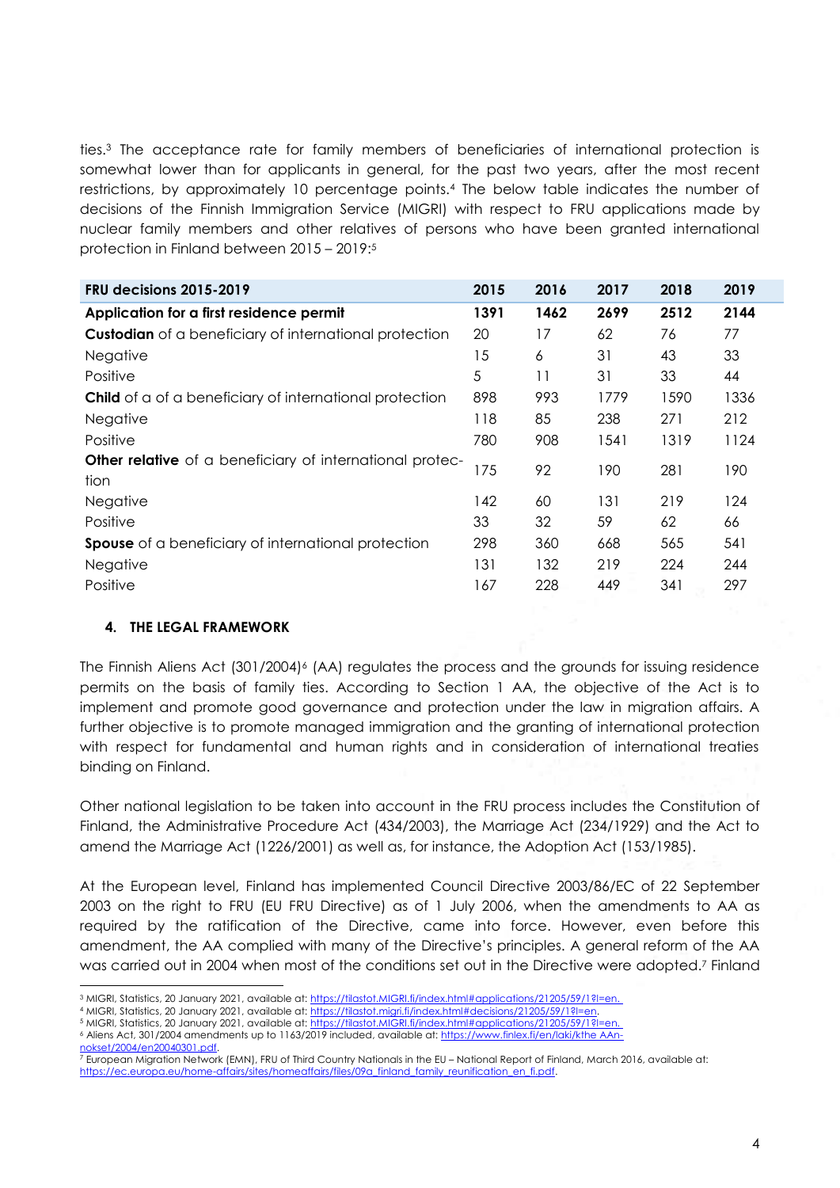ties.[3] The acceptance rate for family members of beneficiaries of international protection is somewhat lower than for applicants in general, for the past two years, after the most recent restrictions, by approximately 10 percentage points.[4] The below table indicates the number of decisions of the Finnish Immigration Service (MIGRI) with respect to FRU applications made by nuclear family members and other relatives of persons who have been granted international protection in Finland between 2015 – 2019:[5]

| FRU decisions 2015-2019 | 2015 | 2016 | 2017 | 2018 | 2019 |
|---|---|---|---|---|---|
| **Application for a first residence permit** | **1391** | **1462** | **2699** | **2512** | **2144** |
| **Custodian** of a beneficiary of international protection | 20 | 17 | 62 | 76 | 77 |
| Negative | 15 | 6 | 31 | 43 | 33 |
| Positive | 5 | 11 | 31 | 33 | 44 |
| **Child** of a of a beneficiary of international protection | 898 | 993 | 1779 | 1590 | 1336 |
| Negative | 118 | 85 | 238 | 271 | 212 |
| Positive | 780 | 908 | 1541 | 1319 | 1124 |
| **Other relative** of a beneficiary of international protection | 175 | 92 | 190 | 281 | 190 |
| Negative | 142 | 60 | 131 | 219 | 124 |
| Positive | 33 | 32 | 59 | 62 | 66 |
| **Spouse** of a beneficiary of international protection | 298 | 360 | 668 | 565 | 541 |
| Negative | 131 | 132 | 219 | 224 | 244 |
| Positive | 167 | 228 | 449 | 341 | 297 |

## 4. THE LEGAL FRAMEWORK

The Finnish Aliens Act (301/2004)[6] (AA) regulates the process and the grounds for issuing residence permits on the basis of family ties. According to Section 1 AA, the objective of the Act is to implement and promote good governance and protection under the law in migration affairs. A further objective is to promote managed immigration and the granting of international protection with respect for fundamental and human rights and in consideration of international treaties binding on Finland.

Other national legislation to be taken into account in the FRU process includes the Constitution of Finland, the Administrative Procedure Act (434/2003), the Marriage Act (234/1929) and the Act to amend the Marriage Act (1226/2001) as well as, for instance, the Adoption Act (153/1985).

At the European level, Finland has implemented Council Directive 2003/86/EC of 22 September 2003 on the right to FRU (EU FRU Directive) as of 1 July 2006, when the amendments to AA as required by the ratification of the Directive, came into force. However, even before this amendment, the AA complied with many of the Directive's principles. A general reform of the AA was carried out in 2004 when most of the conditions set out in the Directive were adopted.[7] Finland

---

[3] MIGRI, Statistics, 20 January 2021, available at: https://tilastot.MIGRI.fi/index.html#applications/21205/59/1?l=en.

[4] MIGRI, Statistics, 20 January 2021, available at: https://tilastot.migri.fi/index.html#decisions/21205/59/1?l=en.

[5] MIGRI, Statistics, 20 January 2021, available at: https://tilastot.MIGRI.fi/index.html#applications/21205/59/1?l=en.

[6] Aliens Act, 301/2004 amendments up to 1163/2019 included, available at: https://www.finlex.fi/en/laki/kthe AAn-nokset/2004/en20040301.pdf.

[7] European Migration Network (EMN), FRU of Third Country Nationals in the EU – National Report of Finland, March 2016, available at: https://ec.europa.eu/home-affairs/sites/homeaffairs/files/09a_finland_family_reunification_en_fi.pdf.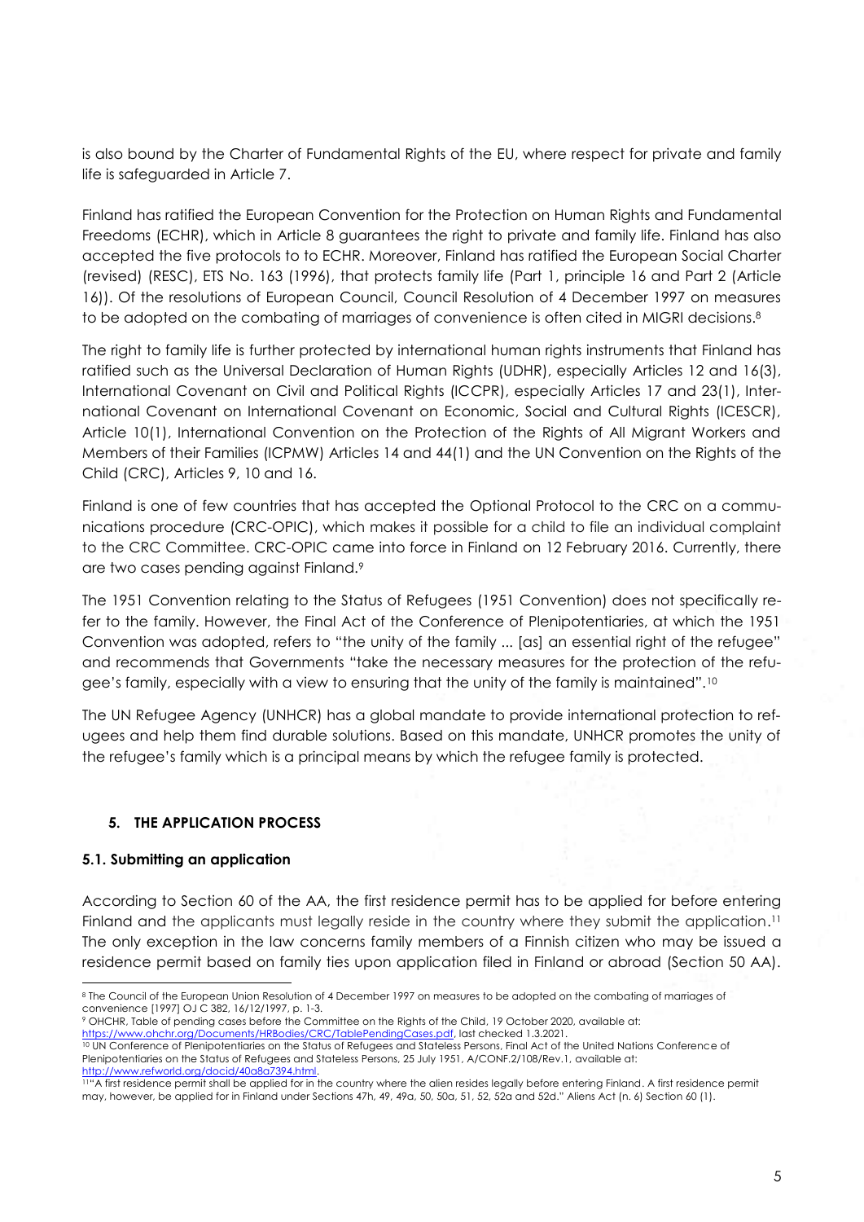is also bound by the Charter of Fundamental Rights of the EU, where respect for private and family life is safeguarded in Article 7.

Finland has ratified the European Convention for the Protection on Human Rights and Fundamental Freedoms (ECHR), which in Article 8 guarantees the right to private and family life. Finland has also accepted the five protocols to to ECHR. Moreover, Finland has ratified the European Social Charter (revised) (RESC), ETS No. 163 (1996), that protects family life (Part 1, principle 16 and Part 2 (Article 16)). Of the resolutions of European Council, Council Resolution of 4 December 1997 on measures to be adopted on the combating of marriages of convenience is often cited in MIGRI decisions.[8]

The right to family life is further protected by international human rights instruments that Finland has ratified such as the Universal Declaration of Human Rights (UDHR), especially Articles 12 and 16(3), International Covenant on Civil and Political Rights (ICCPR), especially Articles 17 and 23(1), International Covenant on International Covenant on Economic, Social and Cultural Rights (ICESCR), Article 10(1), International Convention on the Protection of the Rights of All Migrant Workers and Members of their Families (ICPMW) Articles 14 and 44(1) and the UN Convention on the Rights of the Child (CRC), Articles 9, 10 and 16.

Finland is one of few countries that has accepted the Optional Protocol to the CRC on a communications procedure (CRC-OPIC), which makes it possible for a child to file an individual complaint to the CRC Committee. CRC-OPIC came into force in Finland on 12 February 2016. Currently, there are two cases pending against Finland.[9]

The 1951 Convention relating to the Status of Refugees (1951 Convention) does not specifically refer to the family. However, the Final Act of the Conference of Plenipotentiaries, at which the 1951 Convention was adopted, refers to "the unity of the family ... [as] an essential right of the refugee" and recommends that Governments "take the necessary measures for the protection of the refugee's family, especially with a view to ensuring that the unity of the family is maintained".[10]

The UN Refugee Agency (UNHCR) has a global mandate to provide international protection to refugees and help them find durable solutions. Based on this mandate, UNHCR promotes the unity of the refugee's family which is a principal means by which the refugee family is protected.

## 5. THE APPLICATION PROCESS

### 5.1. Submitting an application

According to Section 60 of the AA, the first residence permit has to be applied for before entering Finland and the applicants must legally reside in the country where they submit the application.[11] The only exception in the law concerns family members of a Finnish citizen who may be issued a residence permit based on family ties upon application filed in Finland or abroad (Section 50 AA).

---

[8] The Council of the European Union Resolution of 4 December 1997 on measures to be adopted on the combating of marriages of convenience [1997] OJ C 382, 16/12/1997, p. 1-3.

[9] OHCHR, Table of pending cases before the Committee on the Rights of the Child, 19 October 2020, available at: https://www.ohchr.org/Documents/HRBodies/CRC/TablePendingCases.pdf, last checked 1.3.2021.

[10] UN Conference of Plenipotentiaries on the Status of Refugees and Stateless Persons, Final Act of the United Nations Conference of Plenipotentiaries on the Status of Refugees and Stateless Persons, 25 July 1951, A/CONF.2/108/Rev.1, available at: http://www.refworld.org/docid/40a8a7394.html.

[11] "A first residence permit shall be applied for in the country where the alien resides legally before entering Finland. A first residence permit may, however, be applied for in Finland under Sections 47h, 49, 49a, 50, 50a, 51, 52, 52a and 52d." Aliens Act (n. 6) Section 60 (1).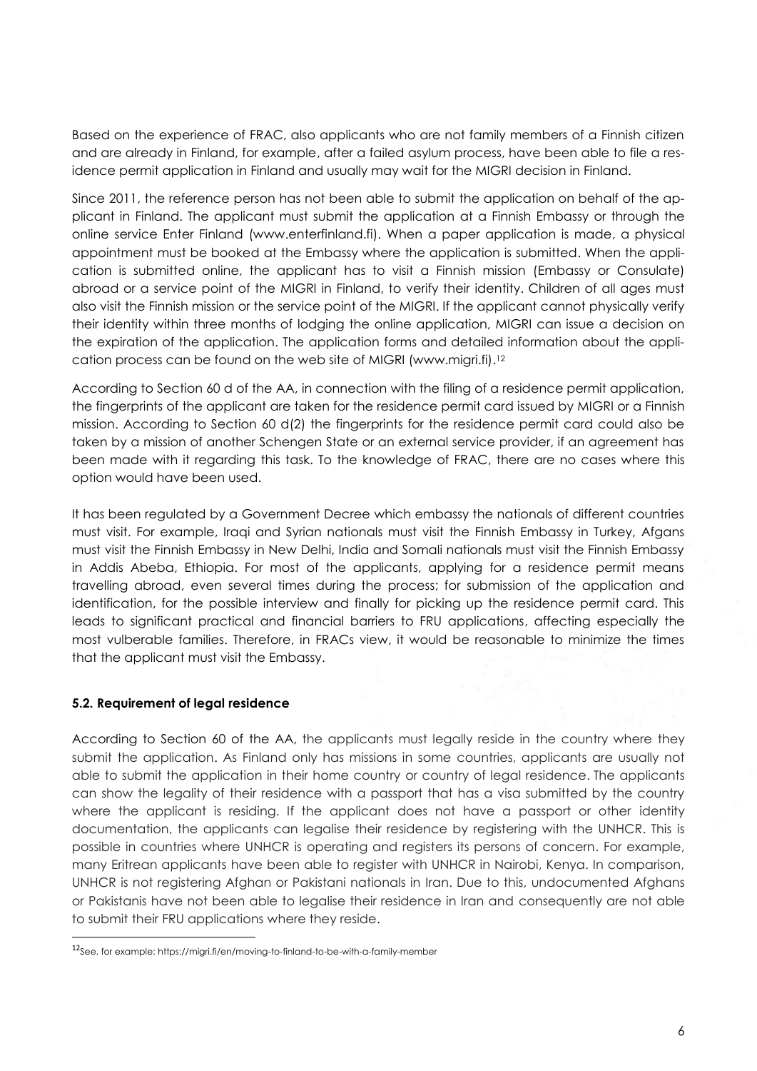Based on the experience of FRAC, also applicants who are not family members of a Finnish citizen and are already in Finland, for example, after a failed asylum process, have been able to file a residence permit application in Finland and usually may wait for the MIGRI decision in Finland.

Since 2011, the reference person has not been able to submit the application on behalf of the applicant in Finland. The applicant must submit the application at a Finnish Embassy or through the online service Enter Finland (www.enterfinland.fi). When a paper application is made, a physical appointment must be booked at the Embassy where the application is submitted. When the application is submitted online, the applicant has to visit a Finnish mission (Embassy or Consulate) abroad or a service point of the MIGRI in Finland, to verify their identity. Children of all ages must also visit the Finnish mission or the service point of the MIGRI. If the applicant cannot physically verify their identity within three months of lodging the online application, MIGRI can issue a decision on the expiration of the application. The application forms and detailed information about the application process can be found on the web site of MIGRI (www.migri.fi).[12]

According to Section 60 d of the AA, in connection with the filing of a residence permit application, the fingerprints of the applicant are taken for the residence permit card issued by MIGRI or a Finnish mission. According to Section 60 d(2) the fingerprints for the residence permit card could also be taken by a mission of another Schengen State or an external service provider, if an agreement has been made with it regarding this task. To the knowledge of FRAC, there are no cases where this option would have been used.

It has been regulated by a Government Decree which embassy the nationals of different countries must visit. For example, Iraqi and Syrian nationals must visit the Finnish Embassy in Turkey, Afgans must visit the Finnish Embassy in New Delhi, India and Somali nationals must visit the Finnish Embassy in Addis Abeba, Ethiopia. For most of the applicants, applying for a residence permit means travelling abroad, even several times during the process; for submission of the application and identification, for the possible interview and finally for picking up the residence permit card. This leads to significant practical and financial barriers to FRU applications, affecting especially the most vulberable families. Therefore, in FRACs view, it would be reasonable to minimize the times that the applicant must visit the Embassy.

### 5.2. Requirement of legal residence

According to Section 60 of the AA, the applicants must legally reside in the country where they submit the application. As Finland only has missions in some countries, applicants are usually not able to submit the application in their home country or country of legal residence. The applicants can show the legality of their residence with a passport that has a visa submitted by the country where the applicant is residing. If the applicant does not have a passport or other identity documentation, the applicants can legalise their residence by registering with the UNHCR. This is possible in countries where UNHCR is operating and registers its persons of concern. For example, many Eritrean applicants have been able to register with UNHCR in Nairobi, Kenya. In comparison, UNHCR is not registering Afghan or Pakistani nationals in Iran. Due to this, undocumented Afghans or Pakistanis have not been able to legalise their residence in Iran and consequently are not able to submit their FRU applications where they reside.

[12] See, for example: https://migri.fi/en/moving-to-finland-to-be-with-a-family-member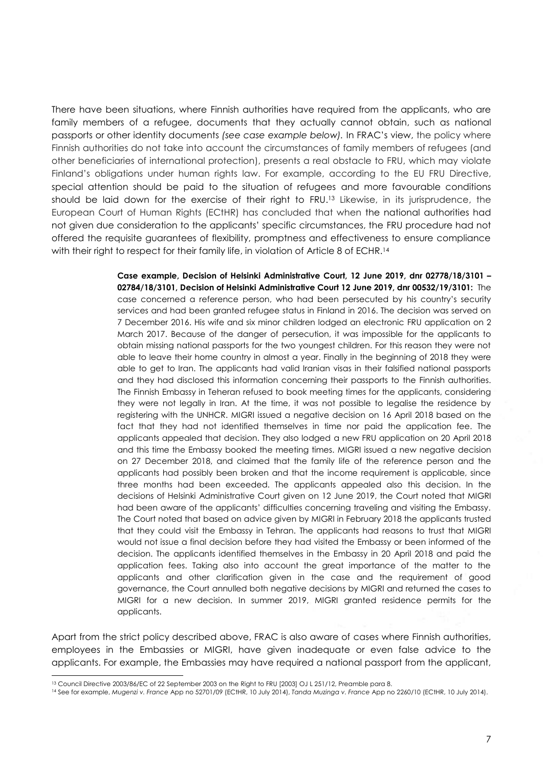There have been situations, where Finnish authorities have required from the applicants, who are family members of a refugee, documents that they actually cannot obtain, such as national passports or other identity documents *(see case example below)*. In FRAC's view, the policy where Finnish authorities do not take into account the circumstances of family members of refugees (and other beneficiaries of international protection), presents a real obstacle to FRU, which may violate Finland's obligations under human rights law. For example, according to the EU FRU Directive, special attention should be paid to the situation of refugees and more favourable conditions should be laid down for the exercise of their right to FRU.[13] Likewise, in its jurisprudence, the European Court of Human Rights (ECtHR) has concluded that when the national authorities had not given due consideration to the applicants' specific circumstances, the FRU procedure had not offered the requisite guarantees of flexibility, promptness and effectiveness to ensure compliance with their right to respect for their family life, in violation of Article 8 of ECHR.[14]

> **Case example, Decision of Helsinki Administrative Court, 12 June 2019, dnr 02778/18/3101 – 02784/18/3101, Decision of Helsinki Administrative Court 12 June 2019, dnr 00532/19/3101:** The case concerned a reference person, who had been persecuted by his country's security services and had been granted refugee status in Finland in 2016. The decision was served on 7 December 2016. His wife and six minor children lodged an electronic FRU application on 2 March 2017. Because of the danger of persecution, it was impossible for the applicants to obtain missing national passports for the two youngest children. For this reason they were not able to leave their home country in almost a year. Finally in the beginning of 2018 they were able to get to Iran. The applicants had valid Iranian visas in their falsified national passports and they had disclosed this information concerning their passports to the Finnish authorities. The Finnish Embassy in Teheran refused to book meeting times for the applicants, considering they were not legally in Iran. At the time, it was not possible to legalise the residence by registering with the UNHCR. MIGRI issued a negative decision on 16 April 2018 based on the fact that they had not identified themselves in time nor paid the application fee. The applicants appealed that decision. They also lodged a new FRU application on 20 April 2018 and this time the Embassy booked the meeting times. MIGRI issued a new negative decision on 27 December 2018, and claimed that the family life of the reference person and the applicants had possibly been broken and that the income requirement is applicable, since three months had been exceeded. The applicants appealed also this decision. In the decisions of Helsinki Administrative Court given on 12 June 2019, the Court noted that MIGRI had been aware of the applicants' difficulties concerning traveling and visiting the Embassy. The Court noted that based on advice given by MIGRI in February 2018 the applicants trusted that they could visit the Embassy in Tehran. The applicants had reasons to trust that MIGRI would not issue a final decision before they had visited the Embassy or been informed of the decision. The applicants identified themselves in the Embassy in 20 April 2018 and paid the application fees. Taking also into account the great importance of the matter to the applicants and other clarification given in the case and the requirement of good governance, the Court annulled both negative decisions by MIGRI and returned the cases to MIGRI for a new decision. In summer 2019, MIGRI granted residence permits for the applicants.

Apart from the strict policy described above, FRAC is also aware of cases where Finnish authorities, employees in the Embassies or MIGRI, have given inadequate or even false advice to the applicants. For example, the Embassies may have required a national passport from the applicant,

---

[13] Council Directive 2003/86/EC of 22 September 2003 on the Right to FRU [2003] OJ L 251/12, Preamble para 8.

[14] See for example, *Mugenzi v. France* App no 52701/09 (ECtHR, 10 July 2014), *Tanda Muzinga v. France* App no 2260/10 (ECtHR, 10 July 2014).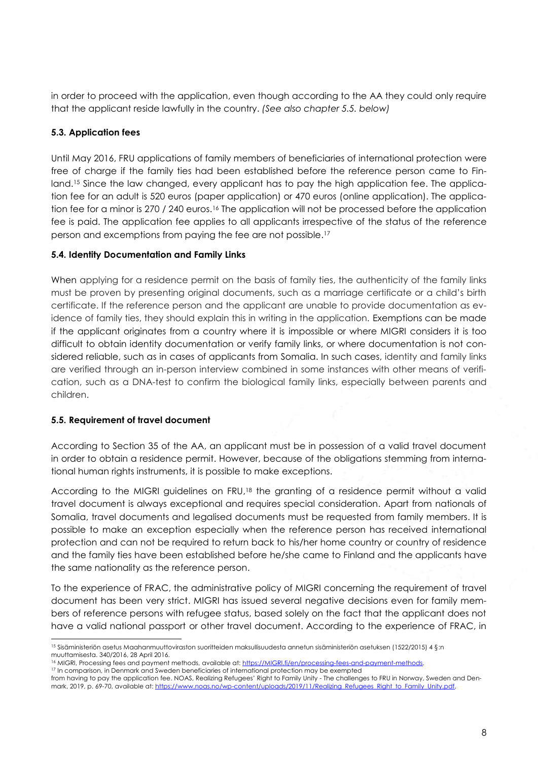in order to proceed with the application, even though according to the AA they could only require that the applicant reside lawfully in the country. *(See also chapter 5.5. below)*

### 5.3. Application fees

Until May 2016, FRU applications of family members of beneficiaries of international protection were free of charge if the family ties had been established before the reference person came to Finland.[15] Since the law changed, every applicant has to pay the high application fee. The application fee for an adult is 520 euros (paper application) or 470 euros (online application). The application fee for a minor is 270 / 240 euros.[16] The application will not be processed before the application fee is paid. The application fee applies to all applicants irrespective of the status of the reference person and excemptions from paying the fee are not possible.[17]

### 5.4. Identity Documentation and Family Links

When applying for a residence permit on the basis of family ties, the authenticity of the family links must be proven by presenting original documents, such as a marriage certificate or a child's birth certificate. If the reference person and the applicant are unable to provide documentation as evidence of family ties, they should explain this in writing in the application. Exemptions can be made if the applicant originates from a country where it is impossible or where MIGRI considers it is too difficult to obtain identity documentation or verify family links, or where documentation is not considered reliable, such as in cases of applicants from Somalia. In such cases, identity and family links are verified through an in-person interview combined in some instances with other means of verification, such as a DNA-test to confirm the biological family links, especially between parents and children.

### 5.5. Requirement of travel document

According to Section 35 of the AA, an applicant must be in possession of a valid travel document in order to obtain a residence permit. However, because of the obligations stemming from international human rights instruments, it is possible to make exceptions.

According to the MIGRI guidelines on FRU,[18] the granting of a residence permit without a valid travel document is always exceptional and requires special consideration. Apart from nationals of Somalia, travel documents and legalised documents must be requested from family members. It is possible to make an exception especially when the reference person has received international protection and can not be required to return back to his/her home country or country of residence and the family ties have been established before he/she came to Finland and the applicants have the same nationality as the reference person.

To the experience of FRAC, the administrative policy of MIGRI concerning the requirement of travel document has been very strict. MIGRI has issued several negative decisions even for family members of reference persons with refugee status, based solely on the fact that the applicant does not have a valid national passport or other travel document. According to the experience of FRAC, in

---

[15] Sisäministeriön asetus Maahanmuuttoviraston suoritteiden maksullisuudesta annetun sisäministeriön asetuksen (1522/2015) 4 §:n muuttamisesta. 340/2016, 28 April 2016.

[16] MIGRI, Processing fees and payment methods, available at: https://MIGRI.fi/en/processing-fees-and-payment-methods.

[17] In comparison, in Denmark and Sweden beneficiaries of international protection may be exempted from having to pay the application fee. NOAS, Realizing Refugees' Right to Family Unity - The challenges to FRU in Norway, Sweden and Denmark, 2019, p. 69-70, available at: https://www.noas.no/wp-content/uploads/2019/11/Realizing_Refugees_Right_to_Family_Unity.pdf.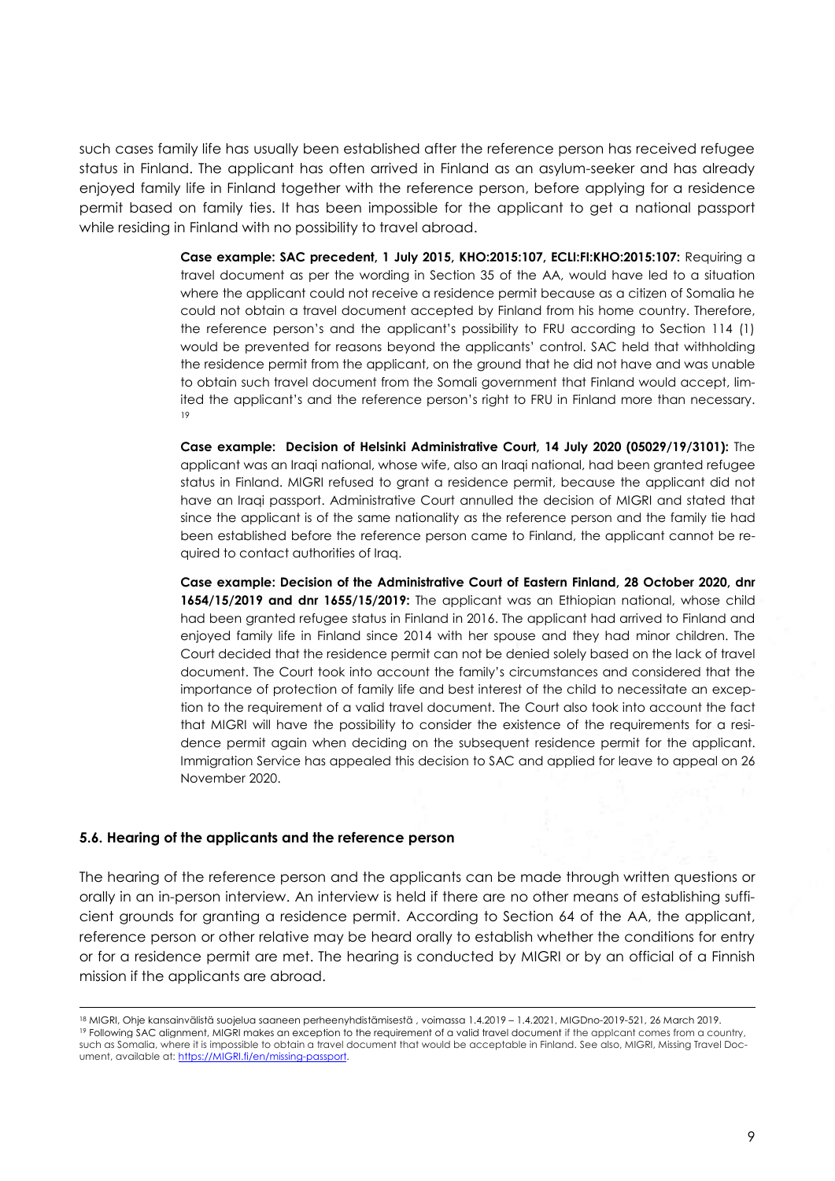such cases family life has usually been established after the reference person has received refugee status in Finland. The applicant has often arrived in Finland as an asylum-seeker and has already enjoyed family life in Finland together with the reference person, before applying for a residence permit based on family ties. It has been impossible for the applicant to get a national passport while residing in Finland with no possibility to travel abroad.

> **Case example: SAC precedent, 1 July 2015, KHO:2015:107, ECLI:FI:KHO:2015:107:** Requiring a travel document as per the wording in Section 35 of the AA, would have led to a situation where the applicant could not receive a residence permit because as a citizen of Somalia he could not obtain a travel document accepted by Finland from his home country. Therefore, the reference person's and the applicant's possibility to FRU according to Section 114 (1) would be prevented for reasons beyond the applicants' control. SAC held that withholding the residence permit from the applicant, on the ground that he did not have and was unable to obtain such travel document from the Somali government that Finland would accept, limited the applicant's and the reference person's right to FRU in Finland more than necessary.[19]

> **Case example: Decision of Helsinki Administrative Court, 14 July 2020 (05029/19/3101):** The applicant was an Iraqi national, whose wife, also an Iraqi national, had been granted refugee status in Finland. MIGRI refused to grant a residence permit, because the applicant did not have an Iraqi passport. Administrative Court annulled the decision of MIGRI and stated that since the applicant is of the same nationality as the reference person and the family tie had been established before the reference person came to Finland, the applicant cannot be required to contact authorities of Iraq.

> **Case example: Decision of the Administrative Court of Eastern Finland, 28 October 2020, dnr 1654/15/2019 and dnr 1655/15/2019:** The applicant was an Ethiopian national, whose child had been granted refugee status in Finland in 2016. The applicant had arrived to Finland and enjoyed family life in Finland since 2014 with her spouse and they had minor children. The Court decided that the residence permit can not be denied solely based on the lack of travel document. The Court took into account the family's circumstances and considered that the importance of protection of family life and best interest of the child to necessitate an exception to the requirement of a valid travel document. The Court also took into account the fact that MIGRI will have the possibility to consider the existence of the requirements for a residence permit again when deciding on the subsequent residence permit for the applicant. Immigration Service has appealed this decision to SAC and applied for leave to appeal on 26 November 2020.

### 5.6. Hearing of the applicants and the reference person

The hearing of the reference person and the applicants can be made through written questions or orally in an in-person interview. An interview is held if there are no other means of establishing sufficient grounds for granting a residence permit. According to Section 64 of the AA, the applicant, reference person or other relative may be heard orally to establish whether the conditions for entry or for a residence permit are met. The hearing is conducted by MIGRI or by an official of a Finnish mission if the applicants are abroad.

---

[18] MIGRI, Ohje kansainvälistä suojelua saaneen perheenyhdistämisestä , voimassa 1.4.2019 – 1.4.2021, MIGDno-2019-521, 26 March 2019.

[19] Following SAC alignment, MIGRI makes an exception to the requirement of a valid travel document if the applcant comes from a country, such as Somalia, where it is impossible to obtain a travel document that would be acceptable in Finland. See also, MIGRI, Missing Travel Document, available at: https://MIGRI.fi/en/missing-passport.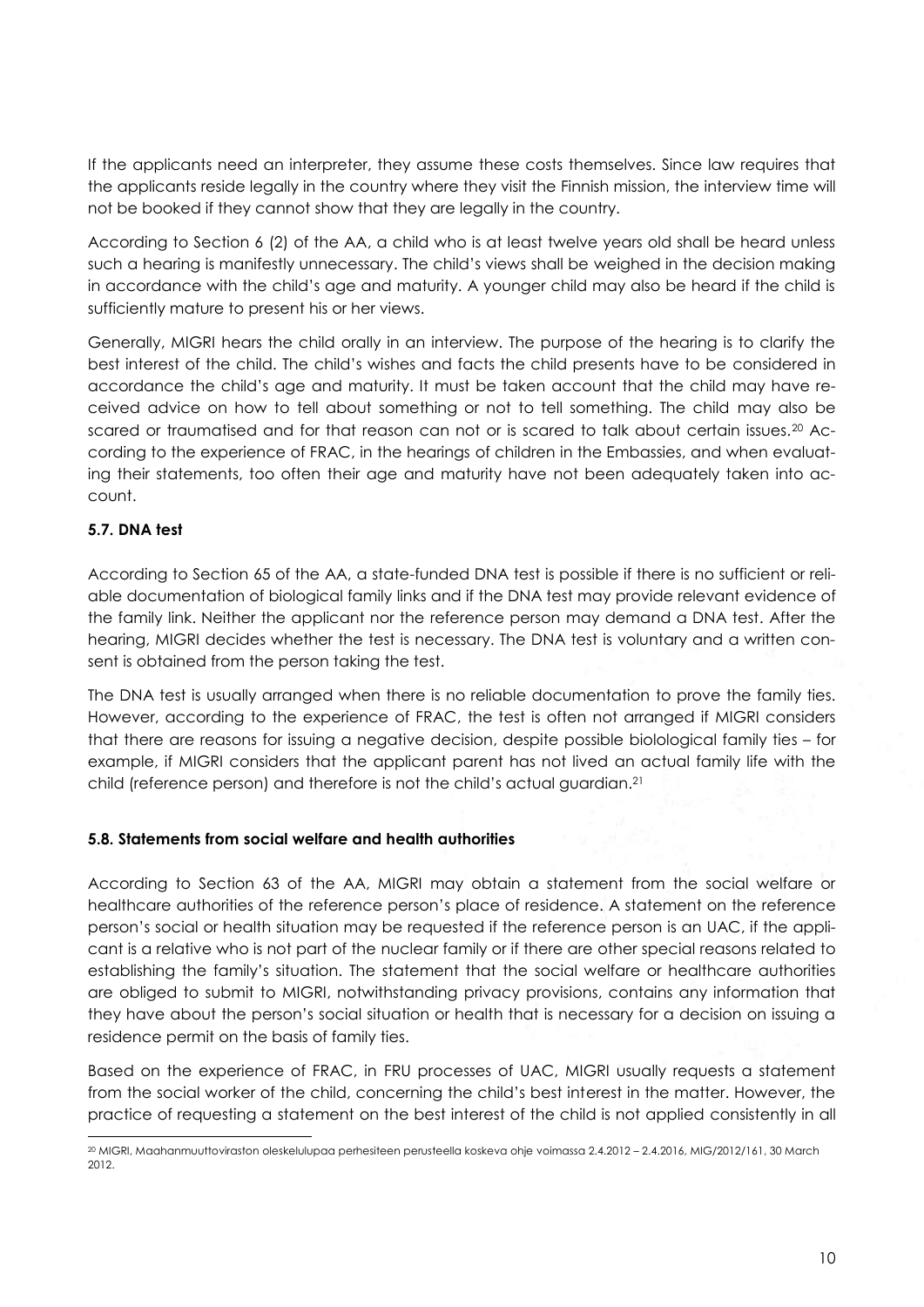If the applicants need an interpreter, they assume these costs themselves. Since law requires that the applicants reside legally in the country where they visit the Finnish mission, the interview time will not be booked if they cannot show that they are legally in the country.

According to Section 6 (2) of the AA, a child who is at least twelve years old shall be heard unless such a hearing is manifestly unnecessary. The child's views shall be weighed in the decision making in accordance with the child's age and maturity. A younger child may also be heard if the child is sufficiently mature to present his or her views.

Generally, MIGRI hears the child orally in an interview. The purpose of the hearing is to clarify the best interest of the child. The child's wishes and facts the child presents have to be considered in accordance the child's age and maturity. It must be taken account that the child may have received advice on how to tell about something or not to tell something. The child may also be scared or traumatised and for that reason can not or is scared to talk about certain issues.[20] According to the experience of FRAC, in the hearings of children in the Embassies, and when evaluating their statements, too often their age and maturity have not been adequately taken into account.

### 5.7. DNA test

According to Section 65 of the AA, a state-funded DNA test is possible if there is no sufficient or reliable documentation of biological family links and if the DNA test may provide relevant evidence of the family link. Neither the applicant nor the reference person may demand a DNA test. After the hearing, MIGRI decides whether the test is necessary. The DNA test is voluntary and a written consent is obtained from the person taking the test.

The DNA test is usually arranged when there is no reliable documentation to prove the family ties. However, according to the experience of FRAC, the test is often not arranged if MIGRI considers that there are reasons for issuing a negative decision, despite possible biolological family ties – for example, if MIGRI considers that the applicant parent has not lived an actual family life with the child (reference person) and therefore is not the child's actual guardian.[21]

### 5.8. Statements from social welfare and health authorities

According to Section 63 of the AA, MIGRI may obtain a statement from the social welfare or healthcare authorities of the reference person's place of residence. A statement on the reference person's social or health situation may be requested if the reference person is an UAC, if the applicant is a relative who is not part of the nuclear family or if there are other special reasons related to establishing the family's situation. The statement that the social welfare or healthcare authorities are obliged to submit to MIGRI, notwithstanding privacy provisions, contains any information that they have about the person's social situation or health that is necessary for a decision on issuing a residence permit on the basis of family ties.

Based on the experience of FRAC, in FRU processes of UAC, MIGRI usually requests a statement from the social worker of the child, concerning the child's best interest in the matter. However, the practice of requesting a statement on the best interest of the child is not applied consistently in all

---

[20] MIGRI, Maahanmuuttoviraston oleskelulupaa perhesiteen perusteella koskeva ohje voimassa 2.4.2012 – 2.4.2016, MIG/2012/161, 30 March 2012.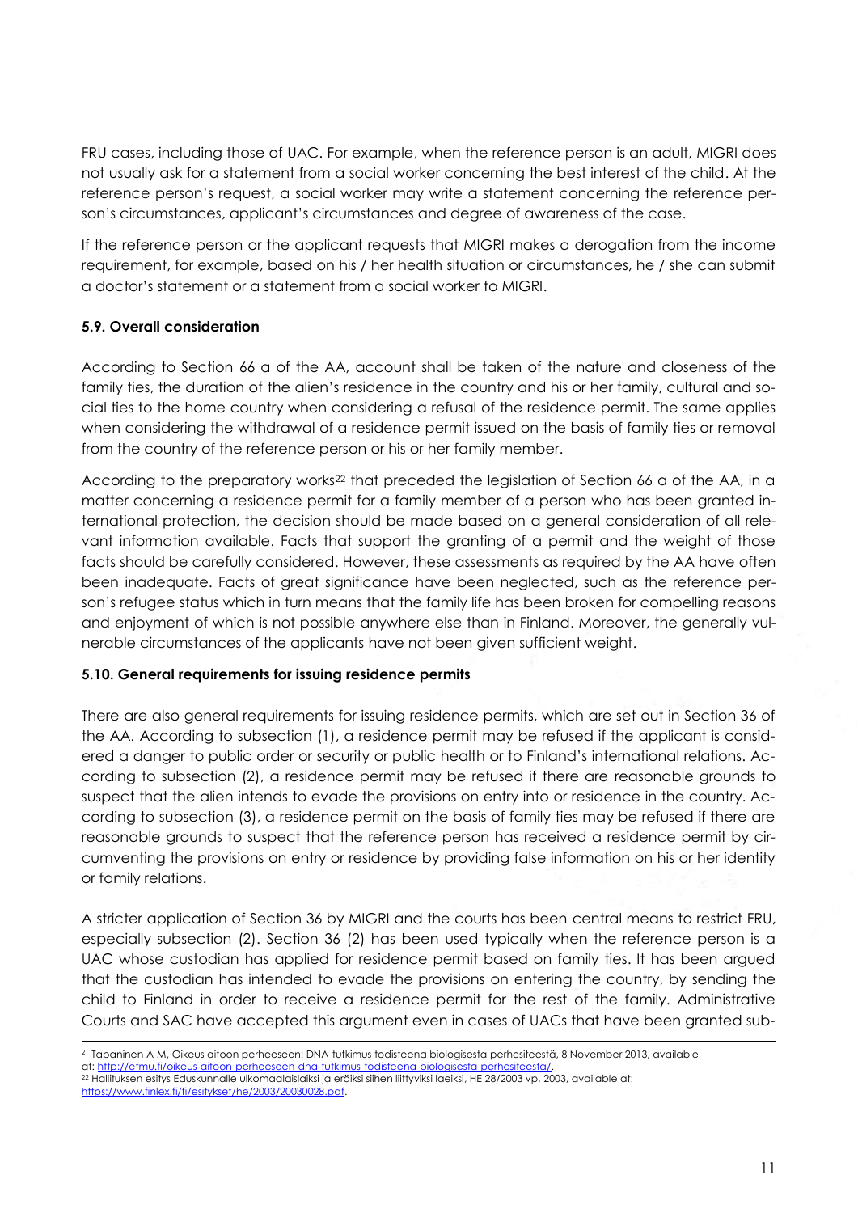FRU cases, including those of UAC. For example, when the reference person is an adult, MIGRI does not usually ask for a statement from a social worker concerning the best interest of the child. At the reference person's request, a social worker may write a statement concerning the reference person's circumstances, applicant's circumstances and degree of awareness of the case.

If the reference person or the applicant requests that MIGRI makes a derogation from the income requirement, for example, based on his / her health situation or circumstances, he / she can submit a doctor's statement or a statement from a social worker to MIGRI.

### 5.9. Overall consideration

According to Section 66 a of the AA, account shall be taken of the nature and closeness of the family ties, the duration of the alien's residence in the country and his or her family, cultural and social ties to the home country when considering a refusal of the residence permit. The same applies when considering the withdrawal of a residence permit issued on the basis of family ties or removal from the country of the reference person or his or her family member.

According to the preparatory works[22] that preceded the legislation of Section 66 a of the AA, in a matter concerning a residence permit for a family member of a person who has been granted international protection, the decision should be made based on a general consideration of all relevant information available. Facts that support the granting of a permit and the weight of those facts should be carefully considered. However, these assessments as required by the AA have often been inadequate. Facts of great significance have been neglected, such as the reference person's refugee status which in turn means that the family life has been broken for compelling reasons and enjoyment of which is not possible anywhere else than in Finland. Moreover, the generally vulnerable circumstances of the applicants have not been given sufficient weight.

### 5.10. General requirements for issuing residence permits

There are also general requirements for issuing residence permits, which are set out in Section 36 of the AA. According to subsection (1), a residence permit may be refused if the applicant is considered a danger to public order or security or public health or to Finland's international relations. According to subsection (2), a residence permit may be refused if there are reasonable grounds to suspect that the alien intends to evade the provisions on entry into or residence in the country. According to subsection (3), a residence permit on the basis of family ties may be refused if there are reasonable grounds to suspect that the reference person has received a residence permit by circumventing the provisions on entry or residence by providing false information on his or her identity or family relations.

A stricter application of Section 36 by MIGRI and the courts has been central means to restrict FRU, especially subsection (2). Section 36 (2) has been used typically when the reference person is a UAC whose custodian has applied for residence permit based on family ties. It has been argued that the custodian has intended to evade the provisions on entering the country, by sending the child to Finland in order to receive a residence permit for the rest of the family. Administrative Courts and SAC have accepted this argument even in cases of UACs that have been granted sub-

---

[21] Tapaninen A-M, Oikeus aitoon perheeseen: DNA-tutkimus todisteena biologisesta perhesiteestä, 8 November 2013, available at: http://etmu.fi/oikeus-aitoon-perheeseen-dna-tutkimus-todisteena-biologisesta-perhesiteesta/.

[22] Hallituksen esitys Eduskunnalle ulkomaalaislaiksi ja eräiksi siihen liittyviksi laeiksi, HE 28/2003 vp, 2003, available at: https://www.finlex.fi/fi/esitykset/he/2003/20030028.pdf.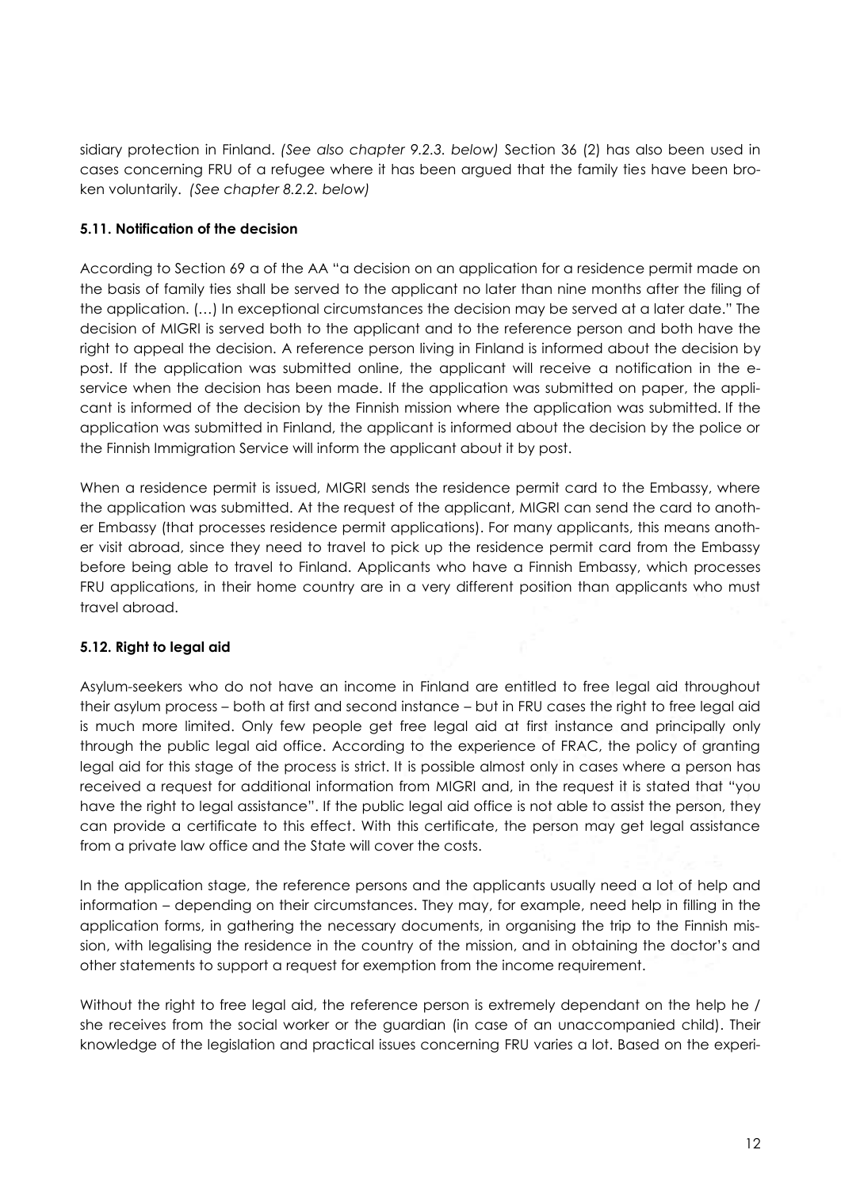sidiary protection in Finland. *(See also chapter 9.2.3. below)* Section 36 (2) has also been used in cases concerning FRU of a refugee where it has been argued that the family ties have been broken voluntarily. *(See chapter 8.2.2. below)*

### 5.11. Notification of the decision

According to Section 69 a of the AA "a decision on an application for a residence permit made on the basis of family ties shall be served to the applicant no later than nine months after the filing of the application. (…) In exceptional circumstances the decision may be served at a later date." The decision of MIGRI is served both to the applicant and to the reference person and both have the right to appeal the decision. A reference person living in Finland is informed about the decision by post. If the application was submitted online, the applicant will receive a notification in the e-service when the decision has been made. If the application was submitted on paper, the applicant is informed of the decision by the Finnish mission where the application was submitted. If the application was submitted in Finland, the applicant is informed about the decision by the police or the Finnish Immigration Service will inform the applicant about it by post.

When a residence permit is issued, MIGRI sends the residence permit card to the Embassy, where the application was submitted. At the request of the applicant, MIGRI can send the card to another Embassy (that processes residence permit applications). For many applicants, this means another visit abroad, since they need to travel to pick up the residence permit card from the Embassy before being able to travel to Finland. Applicants who have a Finnish Embassy, which processes FRU applications, in their home country are in a very different position than applicants who must travel abroad.

### 5.12. Right to legal aid

Asylum-seekers who do not have an income in Finland are entitled to free legal aid throughout their asylum process – both at first and second instance – but in FRU cases the right to free legal aid is much more limited. Only few people get free legal aid at first instance and principally only through the public legal aid office. According to the experience of FRAC, the policy of granting legal aid for this stage of the process is strict. It is possible almost only in cases where a person has received a request for additional information from MIGRI and, in the request it is stated that "you have the right to legal assistance". If the public legal aid office is not able to assist the person, they can provide a certificate to this effect. With this certificate, the person may get legal assistance from a private law office and the State will cover the costs.

In the application stage, the reference persons and the applicants usually need a lot of help and information – depending on their circumstances. They may, for example, need help in filling in the application forms, in gathering the necessary documents, in organising the trip to the Finnish mission, with legalising the residence in the country of the mission, and in obtaining the doctor's and other statements to support a request for exemption from the income requirement.

Without the right to free legal aid, the reference person is extremely dependant on the help he / she receives from the social worker or the guardian (in case of an unaccompanied child). Their knowledge of the legislation and practical issues concerning FRU varies a lot. Based on the experi-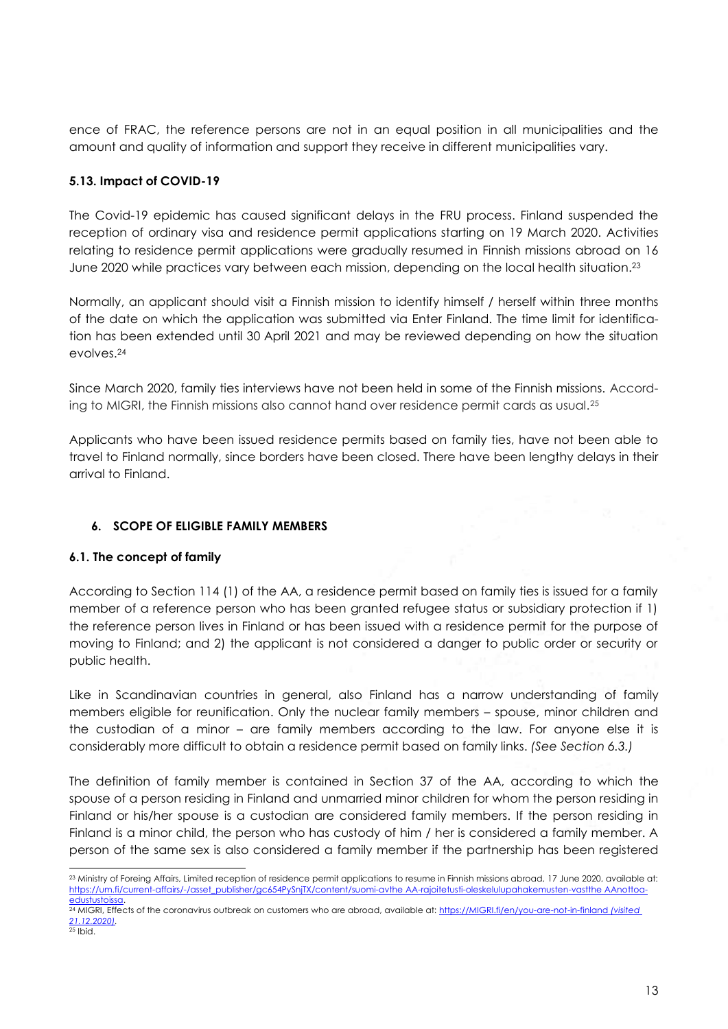ence of FRAC, the reference persons are not in an equal position in all municipalities and the amount and quality of information and support they receive in different municipalities vary.

### 5.13. Impact of COVID-19

The Covid-19 epidemic has caused significant delays in the FRU process. Finland suspended the reception of ordinary visa and residence permit applications starting on 19 March 2020. Activities relating to residence permit applications were gradually resumed in Finnish missions abroad on 16 June 2020 while practices vary between each mission, depending on the local health situation.[23]

Normally, an applicant should visit a Finnish mission to identify himself / herself within three months of the date on which the application was submitted via Enter Finland. The time limit for identification has been extended until 30 April 2021 and may be reviewed depending on how the situation evolves.[24]

Since March 2020, family ties interviews have not been held in some of the Finnish missions. According to MIGRI, the Finnish missions also cannot hand over residence permit cards as usual.[25]

Applicants who have been issued residence permits based on family ties, have not been able to travel to Finland normally, since borders have been closed. There have been lengthy delays in their arrival to Finland.

## 6. SCOPE OF ELIGIBLE FAMILY MEMBERS

### 6.1. The concept of family

According to Section 114 (1) of the AA, a residence permit based on family ties is issued for a family member of a reference person who has been granted refugee status or subsidiary protection if 1) the reference person lives in Finland or has been issued with a residence permit for the purpose of moving to Finland; and 2) the applicant is not considered a danger to public order or security or public health.

Like in Scandinavian countries in general, also Finland has a narrow understanding of family members eligible for reunification. Only the nuclear family members – spouse, minor children and the custodian of a minor – are family members according to the law. For anyone else it is considerably more difficult to obtain a residence permit based on family links. *(See Section 6.3.)*

The definition of family member is contained in Section 37 of the AA, according to which the spouse of a person residing in Finland and unmarried minor children for whom the person residing in Finland or his/her spouse is a custodian are considered family members. If the person residing in Finland is a minor child, the person who has custody of him / her is considered a family member. A person of the same sex is also considered a family member if the partnership has been registered

---

[23] Ministry of Foreing Affairs, Limited reception of residence permit applications to resume in Finnish missions abroad, 17 June 2020, available at: https://um.fi/current-affairs/-/asset_publisher/gc654PySnjTX/content/suomi-avthe AA-rajoitetusti-oleskelulupahakemusten-vasthe AAnottoa-edustustoissa.

[24] MIGRI, Effects of the coronavirus outbreak on customers who are abroad, available at: https://MIGRI.fi/en/you-are-not-in-finland *(visited 21.12.2020)*.

[25] Ibid.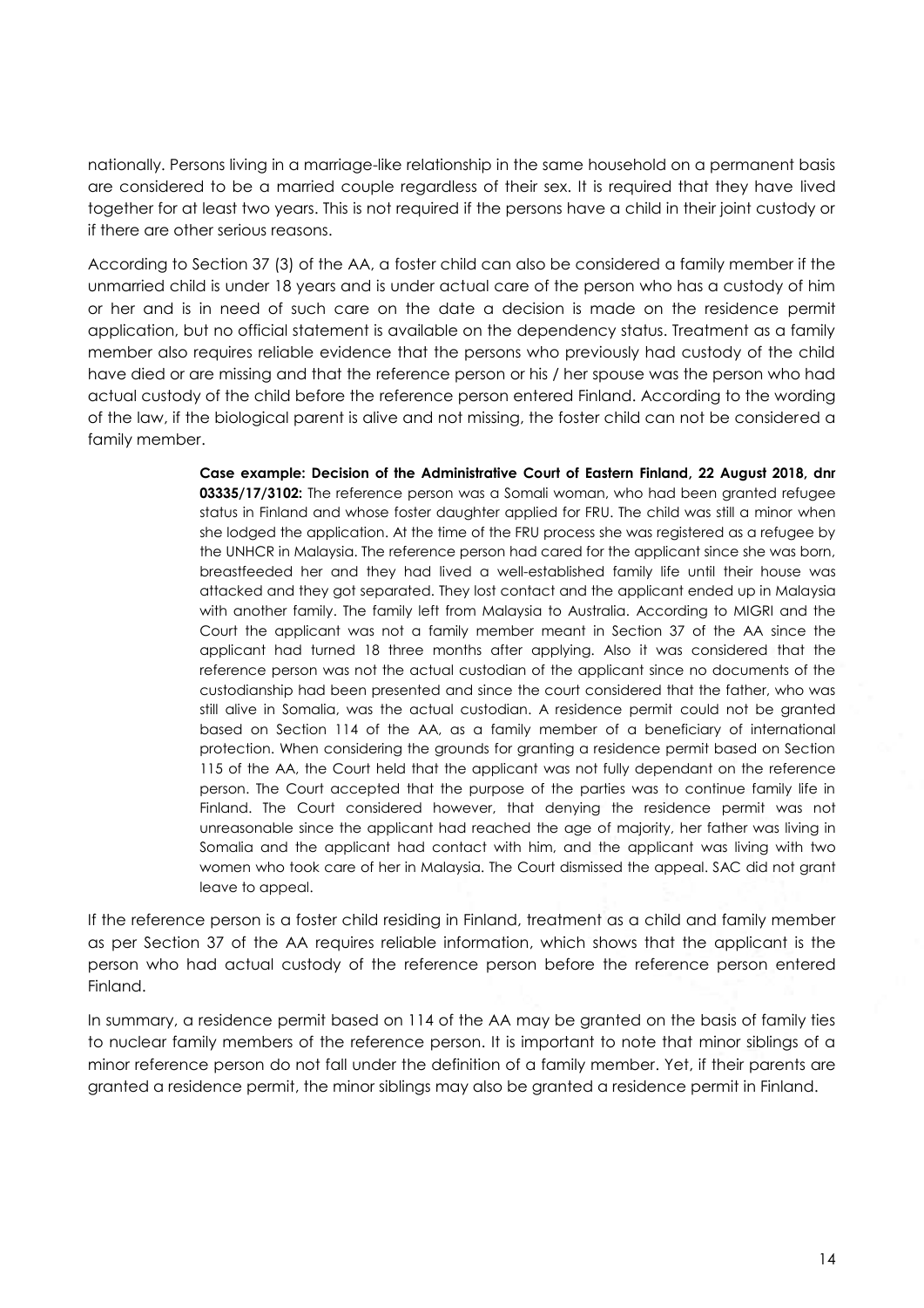nationally. Persons living in a marriage-like relationship in the same household on a permanent basis are considered to be a married couple regardless of their sex. It is required that they have lived together for at least two years. This is not required if the persons have a child in their joint custody or if there are other serious reasons.

According to Section 37 (3) of the AA, a foster child can also be considered a family member if the unmarried child is under 18 years and is under actual care of the person who has a custody of him or her and is in need of such care on the date a decision is made on the residence permit application, but no official statement is available on the dependency status. Treatment as a family member also requires reliable evidence that the persons who previously had custody of the child have died or are missing and that the reference person or his / her spouse was the person who had actual custody of the child before the reference person entered Finland. According to the wording of the law, if the biological parent is alive and not missing, the foster child can not be considered a family member.

> **Case example: Decision of the Administrative Court of Eastern Finland, 22 August 2018, dnr 03335/17/3102:** The reference person was a Somali woman, who had been granted refugee status in Finland and whose foster daughter applied for FRU. The child was still a minor when she lodged the application. At the time of the FRU process she was registered as a refugee by the UNHCR in Malaysia. The reference person had cared for the applicant since she was born, breastfeeded her and they had lived a well-established family life until their house was attacked and they got separated. They lost contact and the applicant ended up in Malaysia with another family. The family left from Malaysia to Australia. According to MIGRI and the Court the applicant was not a family member meant in Section 37 of the AA since the applicant had turned 18 three months after applying. Also it was considered that the reference person was not the actual custodian of the applicant since no documents of the custodianship had been presented and since the court considered that the father, who was still alive in Somalia, was the actual custodian. A residence permit could not be granted based on Section 114 of the AA, as a family member of a beneficiary of international protection. When considering the grounds for granting a residence permit based on Section 115 of the AA, the Court held that the applicant was not fully dependant on the reference person. The Court accepted that the purpose of the parties was to continue family life in Finland. The Court considered however, that denying the residence permit was not unreasonable since the applicant had reached the age of majority, her father was living in Somalia and the applicant had contact with him, and the applicant was living with two women who took care of her in Malaysia. The Court dismissed the appeal. SAC did not grant leave to appeal.

If the reference person is a foster child residing in Finland, treatment as a child and family member as per Section 37 of the AA requires reliable information, which shows that the applicant is the person who had actual custody of the reference person before the reference person entered Finland.

In summary, a residence permit based on 114 of the AA may be granted on the basis of family ties to nuclear family members of the reference person. It is important to note that minor siblings of a minor reference person do not fall under the definition of a family member. Yet, if their parents are granted a residence permit, the minor siblings may also be granted a residence permit in Finland.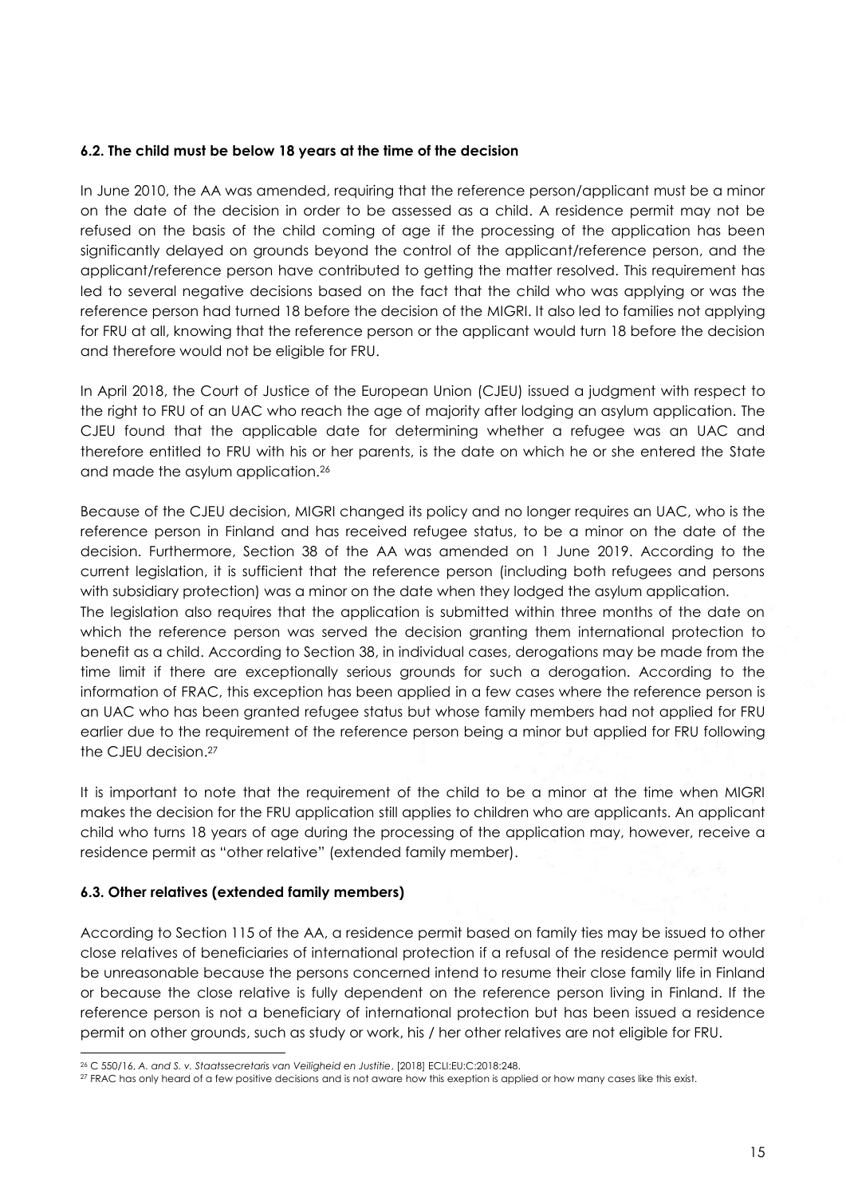### 6.2. The child must be below 18 years at the time of the decision

In June 2010, the AA was amended, requiring that the reference person/applicant must be a minor on the date of the decision in order to be assessed as a child. A residence permit may not be refused on the basis of the child coming of age if the processing of the application has been significantly delayed on grounds beyond the control of the applicant/reference person, and the applicant/reference person have contributed to getting the matter resolved. This requirement has led to several negative decisions based on the fact that the child who was applying or was the reference person had turned 18 before the decision of the MIGRI. It also led to families not applying for FRU at all, knowing that the reference person or the applicant would turn 18 before the decision and therefore would not be eligible for FRU.

In April 2018, the Court of Justice of the European Union (CJEU) issued a judgment with respect to the right to FRU of an UAC who reach the age of majority after lodging an asylum application. The CJEU found that the applicable date for determining whether a refugee was an UAC and therefore entitled to FRU with his or her parents, is the date on which he or she entered the State and made the asylum application.[26]

Because of the CJEU decision, MIGRI changed its policy and no longer requires an UAC, who is the reference person in Finland and has received refugee status, to be a minor on the date of the decision. Furthermore, Section 38 of the AA was amended on 1 June 2019. According to the current legislation, it is sufficient that the reference person (including both refugees and persons with subsidiary protection) was a minor on the date when they lodged the asylum application.
The legislation also requires that the application is submitted within three months of the date on which the reference person was served the decision granting them international protection to benefit as a child. According to Section 38, in individual cases, derogations may be made from the time limit if there are exceptionally serious grounds for such a derogation. According to the information of FRAC, this exception has been applied in a few cases where the reference person is an UAC who has been granted refugee status but whose family members had not applied for FRU earlier due to the requirement of the reference person being a minor but applied for FRU following the CJEU decision.[27]

It is important to note that the requirement of the child to be a minor at the time when MIGRI makes the decision for the FRU application still applies to children who are applicants. An applicant child who turns 18 years of age during the processing of the application may, however, receive a residence permit as "other relative" (extended family member).

### 6.3. Other relatives (extended family members)

According to Section 115 of the AA, a residence permit based on family ties may be issued to other close relatives of beneficiaries of international protection if a refusal of the residence permit would be unreasonable because the persons concerned intend to resume their close family life in Finland or because the close relative is fully dependent on the reference person living in Finland. If the reference person is not a beneficiary of international protection but has been issued a residence permit on other grounds, such as study or work, his / her other relatives are not eligible for FRU.

---

[26] C 550/16, *A. and S. v. Staatssecretaris van Veiligheid en Justitie*, [2018] ECLI:EU:C:2018:248.

[27] FRAC has only heard of a few positive decisions and is not aware how this exeption is applied or how many cases like this exist.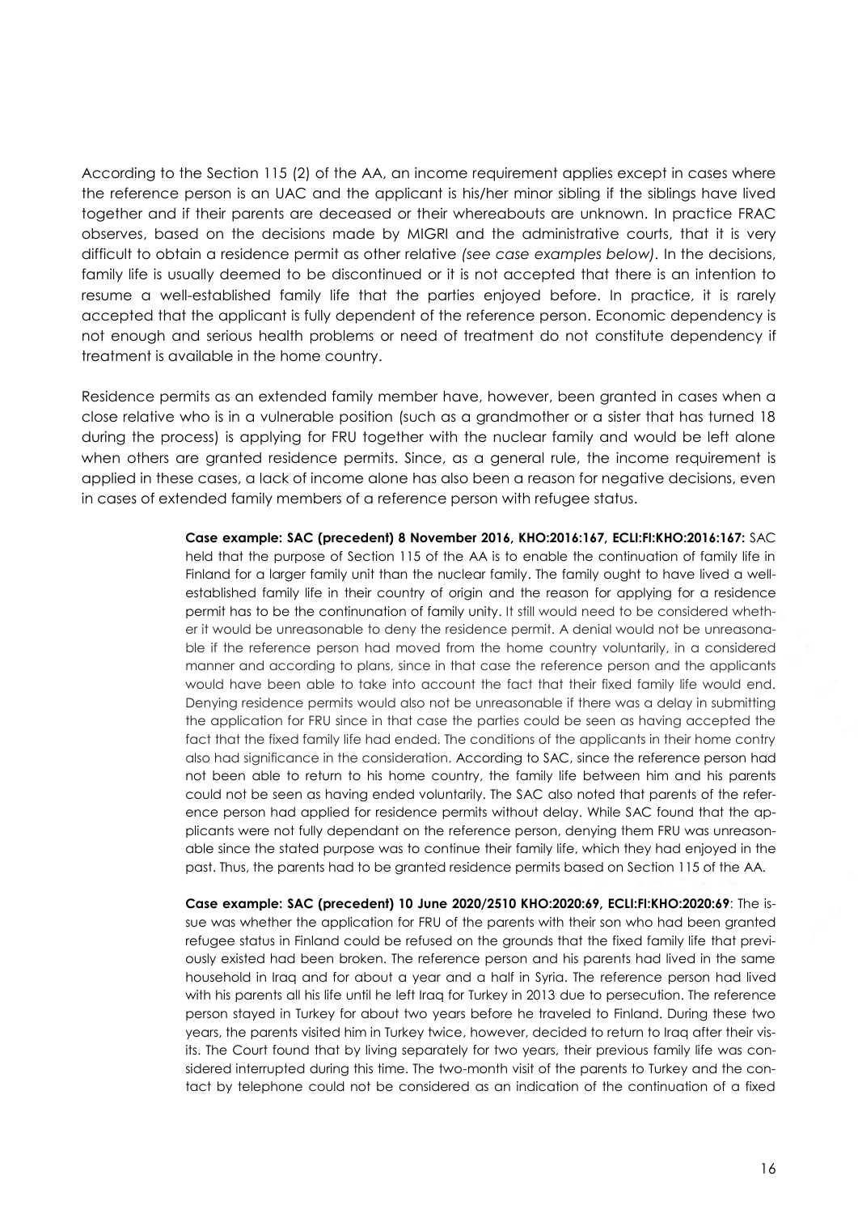According to the Section 115 (2) of the AA, an income requirement applies except in cases where the reference person is an UAC and the applicant is his/her minor sibling if the siblings have lived together and if their parents are deceased or their whereabouts are unknown. In practice FRAC observes, based on the decisions made by MIGRI and the administrative courts, that it is very difficult to obtain a residence permit as other relative *(see case examples below)*. In the decisions, family life is usually deemed to be discontinued or it is not accepted that there is an intention to resume a well-established family life that the parties enjoyed before. In practice, it is rarely accepted that the applicant is fully dependent of the reference person. Economic dependency is not enough and serious health problems or need of treatment do not constitute dependency if treatment is available in the home country.

Residence permits as an extended family member have, however, been granted in cases when a close relative who is in a vulnerable position (such as a grandmother or a sister that has turned 18 during the process) is applying for FRU together with the nuclear family and would be left alone when others are granted residence permits. Since, as a general rule, the income requirement is applied in these cases, a lack of income alone has also been a reason for negative decisions, even in cases of extended family members of a reference person with refugee status.

**Case example: SAC (precedent) 8 November 2016, KHO:2016:167, ECLI:FI:KHO:2016:167:** SAC held that the purpose of Section 115 of the AA is to enable the continuation of family life in Finland for a larger family unit than the nuclear family. The family ought to have lived a well-established family life in their country of origin and the reason for applying for a residence permit has to be the continunation of family unity. It still would need to be considered whether it would be unreasonable to deny the residence permit. A denial would not be unreasonable if the reference person had moved from the home country voluntarily, in a considered manner and according to plans, since in that case the reference person and the applicants would have been able to take into account the fact that their fixed family life would end. Denying residence permits would also not be unreasonable if there was a delay in submitting the application for FRU since in that case the parties could be seen as having accepted the fact that the fixed family life had ended. The conditions of the applicants in their home contry also had significance in the consideration. According to SAC, since the reference person had not been able to return to his home country, the family life between him and his parents could not be seen as having ended voluntarily. The SAC also noted that parents of the reference person had applied for residence permits without delay. While SAC found that the applicants were not fully dependant on the reference person, denying them FRU was unreasonable since the stated purpose was to continue their family life, which they had enjoyed in the past. Thus, the parents had to be granted residence permits based on Section 115 of the AA.

**Case example: SAC (precedent) 10 June 2020/2510 KHO:2020:69, ECLI:FI:KHO:2020:69**: The issue was whether the application for FRU of the parents with their son who had been granted refugee status in Finland could be refused on the grounds that the fixed family life that previously existed had been broken. The reference person and his parents had lived in the same household in Iraq and for about a year and a half in Syria. The reference person had lived with his parents all his life until he left Iraq for Turkey in 2013 due to persecution. The reference person stayed in Turkey for about two years before he traveled to Finland. During these two years, the parents visited him in Turkey twice, however, decided to return to Iraq after their visits. The Court found that by living separately for two years, their previous family life was considered interrupted during this time. The two-month visit of the parents to Turkey and the contact by telephone could not be considered as an indication of the continuation of a fixed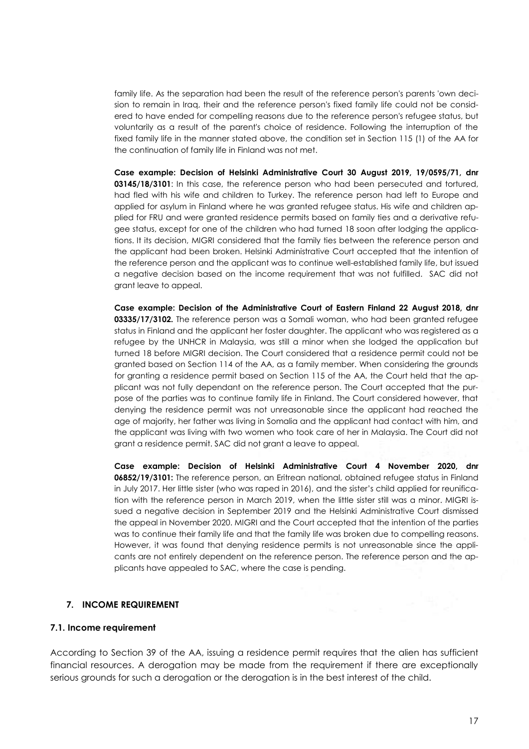family life. As the separation had been the result of the reference person's parents 'own decision to remain in Iraq, their and the reference person's fixed family life could not be considered to have ended for compelling reasons due to the reference person's refugee status, but voluntarily as a result of the parent's choice of residence. Following the interruption of the fixed family life in the manner stated above, the condition set in Section 115 (1) of the AA for the continuation of family life in Finland was not met.

**Case example: Decision of Helsinki Administrative Court 30 August 2019, 19/0595/71, dnr 03145/18/3101**: In this case, the reference person who had been persecuted and tortured, had fled with his wife and children to Turkey. The reference person had left to Europe and applied for asylum in Finland where he was granted refugee status. His wife and children applied for FRU and were granted residence permits based on family ties and a derivative refugee status, except for one of the children who had turned 18 soon after lodging the applications. It its decision, MIGRI considered that the family ties between the reference person and the applicant had been broken. Helsinki Administrative Court accepted that the intention of the reference person and the applicant was to continue well-established family life, but issued a negative decision based on the income requirement that was not fulfilled. SAC did not grant leave to appeal.

**Case example: Decision of the Administrative Court of Eastern Finland 22 August 2018, dnr 03335/17/3102.** The reference person was a Somali woman, who had been granted refugee status in Finland and the applicant her foster daughter. The applicant who was registered as a refugee by the UNHCR in Malaysia, was still a minor when she lodged the application but turned 18 before MIGRI decision. The Court considered that a residence permit could not be granted based on Section 114 of the AA, as a family member. When considering the grounds for granting a residence permit based on Section 115 of the AA, the Court held that the applicant was not fully dependant on the reference person. The Court accepted that the purpose of the parties was to continue family life in Finland. The Court considered however, that denying the residence permit was not unreasonable since the applicant had reached the age of majority, her father was living in Somalia and the applicant had contact with him, and the applicant was living with two women who took care of her in Malaysia. The Court did not grant a residence permit. SAC did not grant a leave to appeal.

**Case example: Decision of Helsinki Administrative Court 4 November 2020, dnr 06852/19/3101:** The reference person, an Eritrean national, obtained refugee status in Finland in July 2017. Her little sister (who was raped in 2016), and the sister's child applied for reunification with the reference person in March 2019, when the little sister still was a minor. MIGRI issued a negative decision in September 2019 and the Helsinki Administrative Court dismissed the appeal in November 2020. MIGRI and the Court accepted that the intention of the parties was to continue their family life and that the family life was broken due to compelling reasons. However, it was found that denying residence permits is not unreasonable since the applicants are not entirely dependent on the reference person. The reference person and the applicants have appealed to SAC, where the case is pending.

## 7. INCOME REQUIREMENT

### 7.1. Income requirement

According to Section 39 of the AA, issuing a residence permit requires that the alien has sufficient financial resources. A derogation may be made from the requirement if there are exceptionally serious grounds for such a derogation or the derogation is in the best interest of the child.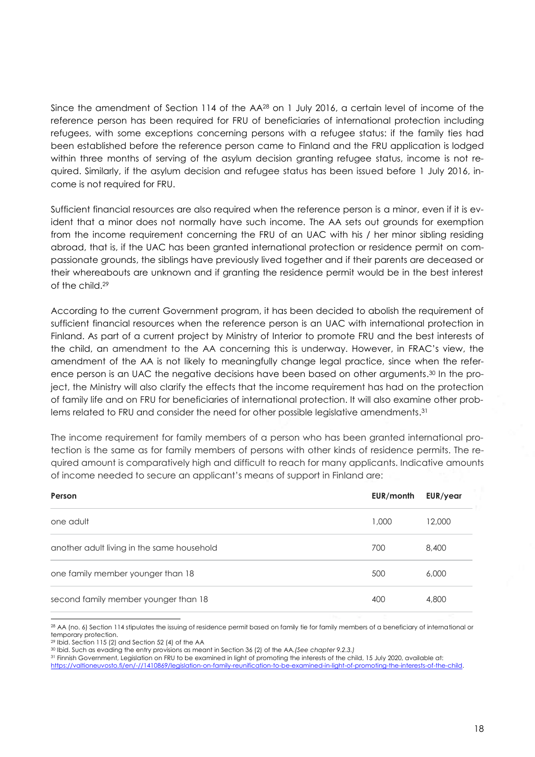Since the amendment of Section 114 of the AA[28] on 1 July 2016, a certain level of income of the reference person has been required for FRU of beneficiaries of international protection including refugees, with some exceptions concerning persons with a refugee status: if the family ties had been established before the reference person came to Finland and the FRU application is lodged within three months of serving of the asylum decision granting refugee status, income is not required. Similarly, if the asylum decision and refugee status has been issued before 1 July 2016, income is not required for FRU.

Sufficient financial resources are also required when the reference person is a minor, even if it is evident that a minor does not normally have such income. The AA sets out grounds for exemption from the income requirement concerning the FRU of an UAC with his / her minor sibling residing abroad, that is, if the UAC has been granted international protection or residence permit on compassionate grounds, the siblings have previously lived together and if their parents are deceased or their whereabouts are unknown and if granting the residence permit would be in the best interest of the child.[29]

According to the current Government program, it has been decided to abolish the requirement of sufficient financial resources when the reference person is an UAC with international protection in Finland. As part of a current project by Ministry of Interior to promote FRU and the best interests of the child, an amendment to the AA concerning this is underway. However, in FRAC's view, the amendment of the AA is not likely to meaningfully change legal practice, since when the reference person is an UAC the negative decisions have been based on other arguments.[30] In the project, the Ministry will also clarify the effects that the income requirement has had on the protection of family life and on FRU for beneficiaries of international protection. It will also examine other problems related to FRU and consider the need for other possible legislative amendments.[31]

The income requirement for family members of a person who has been granted international protection is the same as for family members of persons with other kinds of residence permits. The required amount is comparatively high and difficult to reach for many applicants. Indicative amounts of income needed to secure an applicant's means of support in Finland are:

| Person | EUR/month | EUR/year |
|---|---|---|
| one adult | 1,000 | 12,000 |
| another adult living in the same household | 700 | 8,400 |
| one family member younger than 18 | 500 | 6,000 |
| second family member younger than 18 | 400 | 4,800 |

[28] AA (no. 6) Section 114 stipulates the issuing of residence permit based on family tie for family members of a beneficiary of international or temporary protection.

[29] Ibid. Section 115 (2) and Section 52 (4) of the AA

[30] Ibid. Such as evading the entry provisions as meant in Section 36 (2) of the AA. *(See chapter 9.2.3.)*

[31] Finnish Government, Legislation on FRU to be examined in light of promoting the interests of the child, 15 July 2020, available at: https://valtioneuvosto.fi/en/-//1410869/legislation-on-family-reunification-to-be-examined-in-light-of-promoting-the-interests-of-the-child.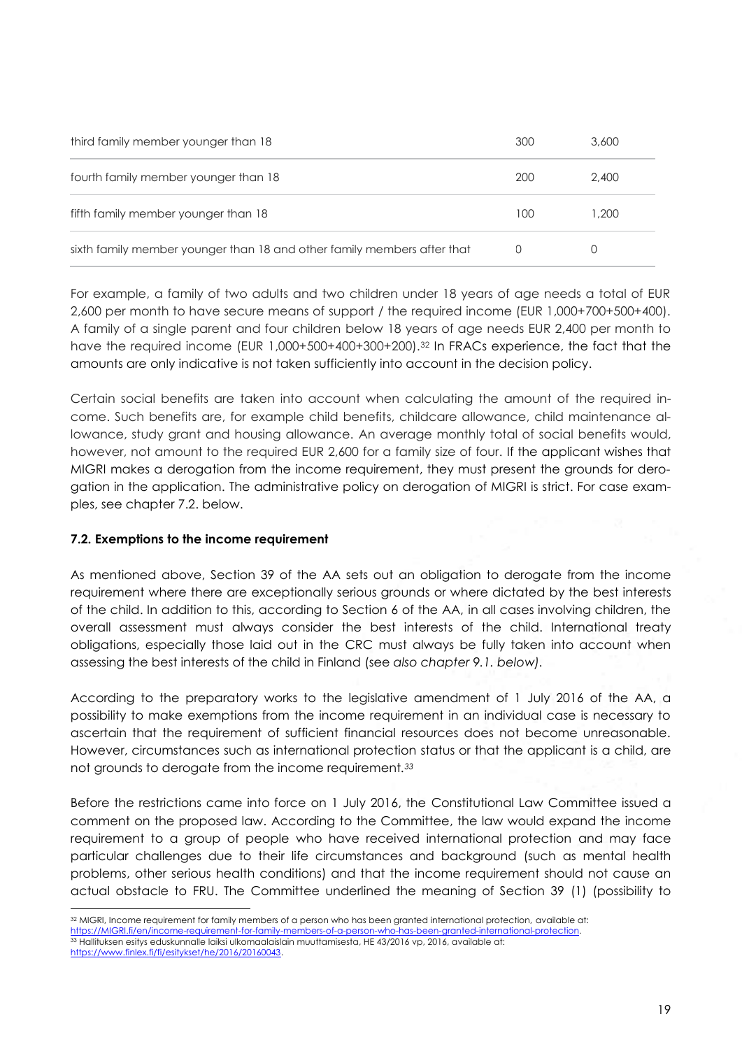| | | |
|---|---|---|
| third family member younger than 18 | 300 | 3,600 |
| fourth family member younger than 18 | 200 | 2,400 |
| fifth family member younger than 18 | 100 | 1,200 |
| sixth family member younger than 18 and other family members after that | 0 | 0 |

For example, a family of two adults and two children under 18 years of age needs a total of EUR 2,600 per month to have secure means of support / the required income (EUR 1,000+700+500+400). A family of a single parent and four children below 18 years of age needs EUR 2,400 per month to have the required income (EUR 1,000+500+400+300+200).[32] In FRACs experience, the fact that the amounts are only indicative is not taken sufficiently into account in the decision policy.

Certain social benefits are taken into account when calculating the amount of the required income. Such benefits are, for example child benefits, childcare allowance, child maintenance allowance, study grant and housing allowance. An average monthly total of social benefits would, however, not amount to the required EUR 2,600 for a family size of four. If the applicant wishes that MIGRI makes a derogation from the income requirement, they must present the grounds for derogation in the application. The administrative policy on derogation of MIGRI is strict. For case examples, see chapter 7.2. below.

### 7.2. Exemptions to the income requirement

As mentioned above, Section 39 of the AA sets out an obligation to derogate from the income requirement where there are exceptionally serious grounds or where dictated by the best interests of the child. In addition to this, according to Section 6 of the AA, in all cases involving children, the overall assessment must always consider the best interests of the child. International treaty obligations, especially those laid out in the CRC must always be fully taken into account when assessing the best interests of the child in Finland (see *also chapter 9.1. below)*.

According to the preparatory works to the legislative amendment of 1 July 2016 of the AA, a possibility to make exemptions from the income requirement in an individual case is necessary to ascertain that the requirement of sufficient financial resources does not become unreasonable. However, circumstances such as international protection status or that the applicant is a child, are not grounds to derogate from the income requirement.[33]

Before the restrictions came into force on 1 July 2016, the Constitutional Law Committee issued a comment on the proposed law. According to the Committee, the law would expand the income requirement to a group of people who have received international protection and may face particular challenges due to their life circumstances and background (such as mental health problems, other serious health conditions) and that the income requirement should not cause an actual obstacle to FRU. The Committee underlined the meaning of Section 39 (1) (possibility to

---

[32] MIGRI, Income requirement for family members of a person who has been granted international protection, available at: https://MIGRI.fi/en/income-requirement-for-family-members-of-a-person-who-has-been-granted-international-protection.

[33] Hallituksen esitys eduskunnalle laiksi ulkomaalaislain muuttamisesta, HE 43/2016 vp, 2016, available at: https://www.finlex.fi/fi/esitykset/he/2016/20160043.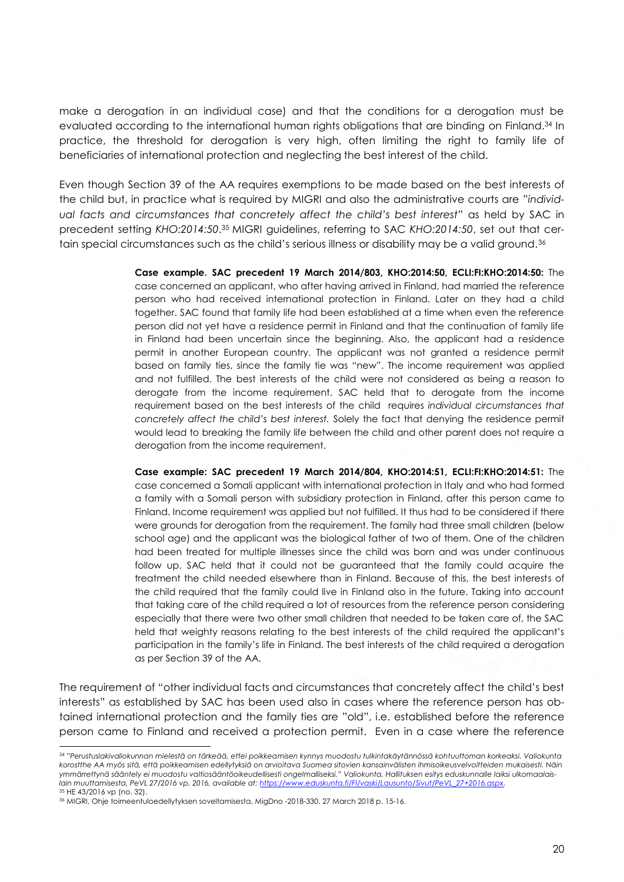make a derogation in an individual case) and that the conditions for a derogation must be evaluated according to the international human rights obligations that are binding on Finland.[34] In practice, the threshold for derogation is very high, often limiting the right to family life of beneficiaries of international protection and neglecting the best interest of the child.

Even though Section 39 of the AA requires exemptions to be made based on the best interests of the child but, in practice what is required by MIGRI and also the administrative courts are "*individual facts and circumstances that concretely affect the child's best interest*" as held by SAC in precedent setting *KHO:2014:50*.[35] MIGRI guidelines, referring to SAC *KHO:2014:50*, set out that certain special circumstances such as the child's serious illness or disability may be a valid ground.[36]

> **Case example. SAC precedent 19 March 2014/803, KHO:2014:50, ECLI:FI:KHO:2014:50:** The case concerned an applicant, who after having arrived in Finland, had married the reference person who had received international protection in Finland. Later on they had a child together. SAC found that family life had been established at a time when even the reference person did not yet have a residence permit in Finland and that the continuation of family life in Finland had been uncertain since the beginning. Also, the applicant had a residence permit in another European country. The applicant was not granted a residence permit based on family ties, since the family tie was "new". The income requirement was applied and not fulfilled. The best interests of the child were not considered as being a reason to derogate from the income requirement. SAC held that to derogate from the income requirement based on the best interests of the child requires *individual circumstances that concretely affect the child's best interest.* Solely the fact that denying the residence permit would lead to breaking the family life between the child and other parent does not require a derogation from the income requirement.

> **Case example: SAC precedent 19 March 2014/804, KHO:2014:51, ECLI:FI:KHO:2014:51:** The case concerned a Somali applicant with international protection in Italy and who had formed a family with a Somali person with subsidiary protection in Finland, after this person came to Finland. Income requirement was applied but not fulfilled. It thus had to be considered if there were grounds for derogation from the requirement. The family had three small children (below school age) and the applicant was the biological father of two of them. One of the children had been treated for multiple illnesses since the child was born and was under continuous follow up. SAC held that it could not be guaranteed that the family could acquire the treatment the child needed elsewhere than in Finland. Because of this, the best interests of the child required that the family could live in Finland also in the future. Taking into account that taking care of the child required a lot of resources from the reference person considering especially that there were two other small children that needed to be taken care of, the SAC held that weighty reasons relating to the best interests of the child required the applicant's participation in the family's life in Finland. The best interests of the child required a derogation as per Section 39 of the AA.

The requirement of "other individual facts and circumstances that concretely affect the child's best interests" as established by SAC has been used also in cases where the reference person has obtained international protection and the family ties are "old", i.e. established before the reference person came to Finland and received a protection permit. Even in a case where the reference

---

[34] *"Perustuslakivaliokunnan mielestä on tärkeää, ettei poikkeamisen kynnys muodostu tulkintakäytännössä kohtuuttoman korkeaksi. Valiokunta korostthe AA myös sitä, että poikkeamisen edellytyksiä on arvioitava Suomea sitovien kansainvälisten ihmisoikeusvelvoitteiden mukaisesti. Näin ymmärrettynä sääntely ei muodostu valtiosääntöoikeudellisesti ongelmalliseksi." Valiokunta, Hallituksen esitys eduskunnalle laiksi ulkomaalaislain muuttamisesta, PeVL 27/2016 vp, 2016, available at: https://www.eduskunta.fi/FI/vaski/Lausunto/Sivut/PeVL_27+2016.aspx.*

[35] HE 43/2016 vp (no. 32).

[36] MIGRI, Ohje toimeentuloedellytyksen soveltamisesta, MigDno -2018-330, 27 March 2018 p. 15-16.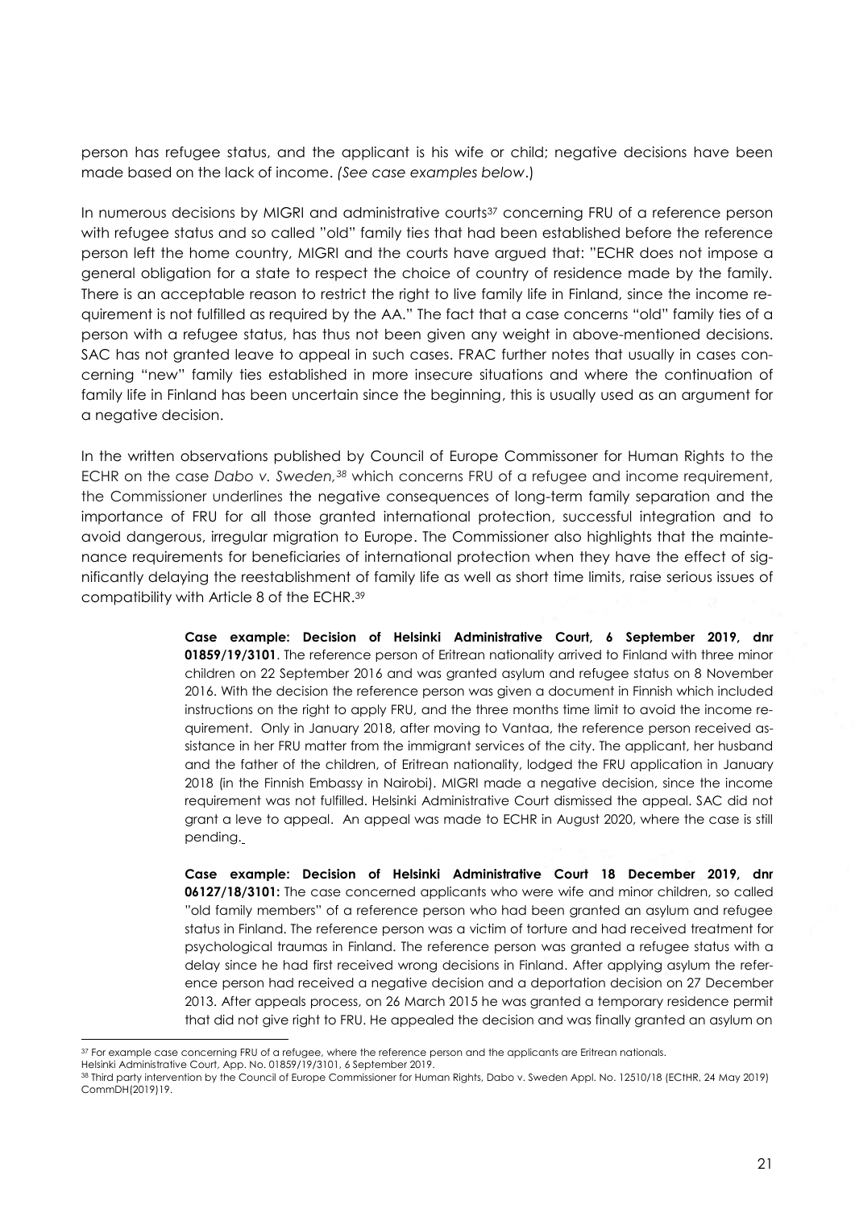person has refugee status, and the applicant is his wife or child; negative decisions have been made based on the lack of income. *(See case examples below*.)

In numerous decisions by MIGRI and administrative courts[37] concerning FRU of a reference person with refugee status and so called "old" family ties that had been established before the reference person left the home country, MIGRI and the courts have argued that: "ECHR does not impose a general obligation for a state to respect the choice of country of residence made by the family. There is an acceptable reason to restrict the right to live family life in Finland, since the income requirement is not fulfilled as required by the AA." The fact that a case concerns "old" family ties of a person with a refugee status, has thus not been given any weight in above-mentioned decisions. SAC has not granted leave to appeal in such cases. FRAC further notes that usually in cases concerning "new" family ties established in more insecure situations and where the continuation of family life in Finland has been uncertain since the beginning, this is usually used as an argument for a negative decision.

In the written observations published by Council of Europe Commissoner for Human Rights to the ECHR on the case *Dabo v. Sweden,*[38] which concerns FRU of a refugee and income requirement, the Commissioner underlines the negative consequences of long-term family separation and the importance of FRU for all those granted international protection, successful integration and to avoid dangerous, irregular migration to Europe. The Commissioner also highlights that the maintenance requirements for beneficiaries of international protection when they have the effect of significantly delaying the reestablishment of family life as well as short time limits, raise serious issues of compatibility with Article 8 of the ECHR.[39]

> **Case example: Decision of Helsinki Administrative Court, 6 September 2019, dnr 01859/19/3101**. The reference person of Eritrean nationality arrived to Finland with three minor children on 22 September 2016 and was granted asylum and refugee status on 8 November 2016. With the decision the reference person was given a document in Finnish which included instructions on the right to apply FRU, and the three months time limit to avoid the income requirement. Only in January 2018, after moving to Vantaa, the reference person received assistance in her FRU matter from the immigrant services of the city. The applicant, her husband and the father of the children, of Eritrean nationality, lodged the FRU application in January 2018 (in the Finnish Embassy in Nairobi). MIGRI made a negative decision, since the income requirement was not fulfilled. Helsinki Administrative Court dismissed the appeal. SAC did not grant a leve to appeal. An appeal was made to ECHR in August 2020, where the case is still pending.

> **Case example: Decision of Helsinki Administrative Court 18 December 2019, dnr 06127/18/3101:** The case concerned applicants who were wife and minor children, so called "old family members" of a reference person who had been granted an asylum and refugee status in Finland. The reference person was a victim of torture and had received treatment for psychological traumas in Finland. The reference person was granted a refugee status with a delay since he had first received wrong decisions in Finland. After applying asylum the reference person had received a negative decision and a deportation decision on 27 December 2013. After appeals process, on 26 March 2015 he was granted a temporary residence permit that did not give right to FRU. He appealed the decision and was finally granted an asylum on

---

[37] For example case concerning FRU of a refugee, where the reference person and the applicants are Eritrean nationals. Helsinki Administrative Court, App. No. 01859/19/3101, 6 September 2019.

[38] Third party intervention by the Council of Europe Commissioner for Human Rights, Dabo v. Sweden Appl. No. 12510/18 (ECtHR, 24 May 2019) CommDH(2019)19.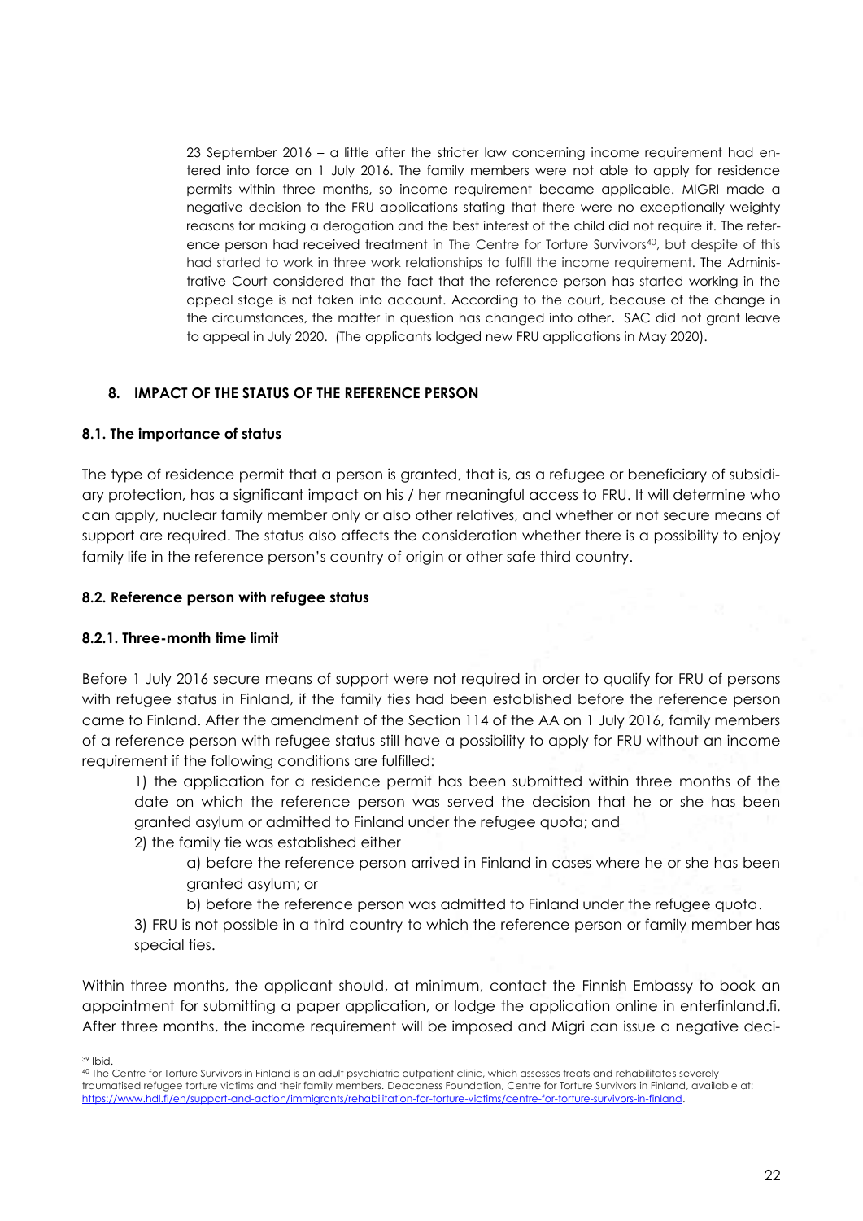23 September 2016 – a little after the stricter law concerning income requirement had entered into force on 1 July 2016. The family members were not able to apply for residence permits within three months, so income requirement became applicable. MIGRI made a negative decision to the FRU applications stating that there were no exceptionally weighty reasons for making a derogation and the best interest of the child did not require it. The reference person had received treatment in The Centre for Torture Survivors[40], but despite of this had started to work in three work relationships to fulfill the income requirement. The Administrative Court considered that the fact that the reference person has started working in the appeal stage is not taken into account. According to the court, because of the change in the circumstances, the matter in question has changed into other**.** SAC did not grant leave to appeal in July 2020. (The applicants lodged new FRU applications in May 2020).

## 8. IMPACT OF THE STATUS OF THE REFERENCE PERSON

### 8.1. The importance of status

The type of residence permit that a person is granted, that is, as a refugee or beneficiary of subsidiary protection, has a significant impact on his / her meaningful access to FRU. It will determine who can apply, nuclear family member only or also other relatives, and whether or not secure means of support are required. The status also affects the consideration whether there is a possibility to enjoy family life in the reference person's country of origin or other safe third country.

### 8.2. Reference person with refugee status

#### 8.2.1. Three-month time limit

Before 1 July 2016 secure means of support were not required in order to qualify for FRU of persons with refugee status in Finland, if the family ties had been established before the reference person came to Finland. After the amendment of the Section 114 of the AA on 1 July 2016, family members of a reference person with refugee status still have a possibility to apply for FRU without an income requirement if the following conditions are fulfilled:

1) the application for a residence permit has been submitted within three months of the date on which the reference person was served the decision that he or she has been granted asylum or admitted to Finland under the refugee quota; and

2) the family tie was established either

   a) before the reference person arrived in Finland in cases where he or she has been granted asylum; or

   b) before the reference person was admitted to Finland under the refugee quota.

3) FRU is not possible in a third country to which the reference person or family member has special ties.

Within three months, the applicant should, at minimum, contact the Finnish Embassy to book an appointment for submitting a paper application, or lodge the application online in enterfinland.fi. After three months, the income requirement will be imposed and Migri can issue a negative deci-

---

[39] Ibid.

[40] The Centre for Torture Survivors in Finland is an adult psychiatric outpatient clinic, which assesses treats and rehabilitates severely traumatised refugee torture victims and their family members. Deaconess Foundation, Centre for Torture Survivors in Finland, available at: https://www.hdl.fi/en/support-and-action/immigrants/rehabilitation-for-torture-victims/centre-for-torture-survivors-in-finland.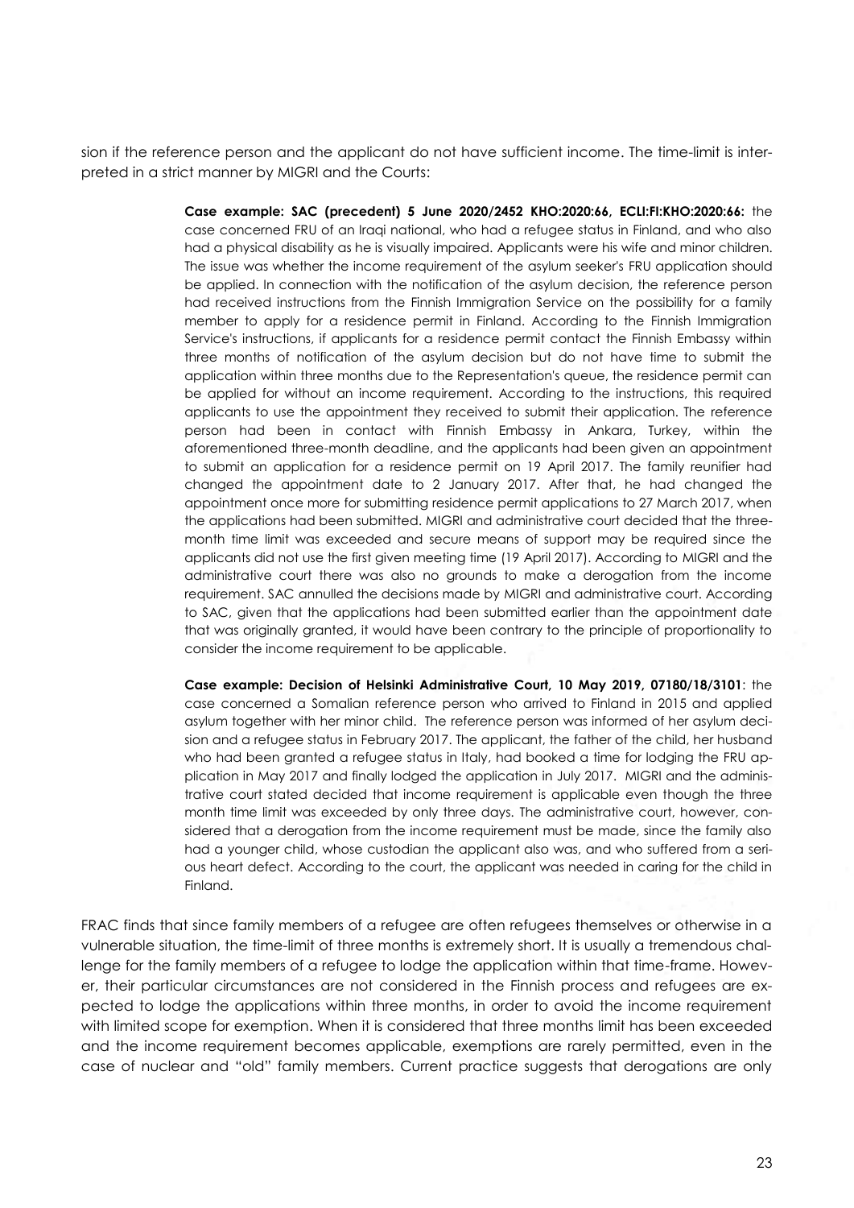sion if the reference person and the applicant do not have sufficient income. The time-limit is interpreted in a strict manner by MIGRI and the Courts:

> **Case example: SAC (precedent) 5 June 2020/2452 KHO:2020:66, ECLI:FI:KHO:2020:66:** the case concerned FRU of an Iraqi national, who had a refugee status in Finland, and who also had a physical disability as he is visually impaired. Applicants were his wife and minor children. The issue was whether the income requirement of the asylum seeker's FRU application should be applied. In connection with the notification of the asylum decision, the reference person had received instructions from the Finnish Immigration Service on the possibility for a family member to apply for a residence permit in Finland. According to the Finnish Immigration Service's instructions, if applicants for a residence permit contact the Finnish Embassy within three months of notification of the asylum decision but do not have time to submit the application within three months due to the Representation's queue, the residence permit can be applied for without an income requirement. According to the instructions, this required applicants to use the appointment they received to submit their application. The reference person had been in contact with Finnish Embassy in Ankara, Turkey, within the aforementioned three-month deadline, and the applicants had been given an appointment to submit an application for a residence permit on 19 April 2017. The family reunifier had changed the appointment date to 2 January 2017. After that, he had changed the appointment once more for submitting residence permit applications to 27 March 2017, when the applications had been submitted. MIGRI and administrative court decided that the three-month time limit was exceeded and secure means of support may be required since the applicants did not use the first given meeting time (19 April 2017). According to MIGRI and the administrative court there was also no grounds to make a derogation from the income requirement. SAC annulled the decisions made by MIGRI and administrative court. According to SAC, given that the applications had been submitted earlier than the appointment date that was originally granted, it would have been contrary to the principle of proportionality to consider the income requirement to be applicable.

> **Case example: Decision of Helsinki Administrative Court, 10 May 2019, 07180/18/3101**: the case concerned a Somalian reference person who arrived to Finland in 2015 and applied asylum together with her minor child. The reference person was informed of her asylum decision and a refugee status in February 2017. The applicant, the father of the child, her husband who had been granted a refugee status in Italy, had booked a time for lodging the FRU application in May 2017 and finally lodged the application in July 2017. MIGRI and the administrative court stated decided that income requirement is applicable even though the three month time limit was exceeded by only three days. The administrative court, however, considered that a derogation from the income requirement must be made, since the family also had a younger child, whose custodian the applicant also was, and who suffered from a serious heart defect. According to the court, the applicant was needed in caring for the child in Finland.

FRAC finds that since family members of a refugee are often refugees themselves or otherwise in a vulnerable situation, the time-limit of three months is extremely short. It is usually a tremendous challenge for the family members of a refugee to lodge the application within that time-frame. However, their particular circumstances are not considered in the Finnish process and refugees are expected to lodge the applications within three months, in order to avoid the income requirement with limited scope for exemption. When it is considered that three months limit has been exceeded and the income requirement becomes applicable, exemptions are rarely permitted, even in the case of nuclear and "old" family members. Current practice suggests that derogations are only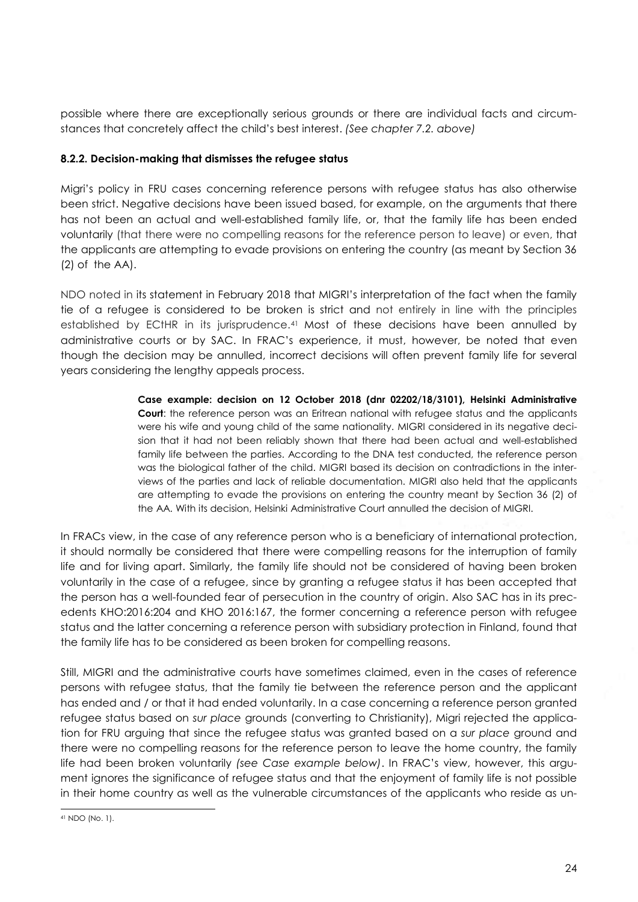possible where there are exceptionally serious grounds or there are individual facts and circumstances that concretely affect the child's best interest. *(See chapter 7.2. above)*

### 8.2.2. Decision-making that dismisses the refugee status

Migri's policy in FRU cases concerning reference persons with refugee status has also otherwise been strict. Negative decisions have been issued based, for example, on the arguments that there has not been an actual and well-established family life, or, that the family life has been ended voluntarily (that there were no compelling reasons for the reference person to leave) or even, that the applicants are attempting to evade provisions on entering the country (as meant by Section 36 (2) of the AA).

NDO noted in its statement in February 2018 that MIGRI's interpretation of the fact when the family tie of a refugee is considered to be broken is strict and not entirely in line with the principles established by ECtHR in its jurisprudence.[41] Most of these decisions have been annulled by administrative courts or by SAC. In FRAC's experience, it must, however, be noted that even though the decision may be annulled, incorrect decisions will often prevent family life for several years considering the lengthy appeals process.

> **Case example: decision on 12 October 2018 (dnr 02202/18/3101), Helsinki Administrative Court**: the reference person was an Eritrean national with refugee status and the applicants were his wife and young child of the same nationality. MIGRI considered in its negative decision that it had not been reliably shown that there had been actual and well-established family life between the parties. According to the DNA test conducted, the reference person was the biological father of the child. MIGRI based its decision on contradictions in the interviews of the parties and lack of reliable documentation. MIGRI also held that the applicants are attempting to evade the provisions on entering the country meant by Section 36 (2) of the AA. With its decision, Helsinki Administrative Court annulled the decision of MIGRI.

In FRACs view, in the case of any reference person who is a beneficiary of international protection, it should normally be considered that there were compelling reasons for the interruption of family life and for living apart. Similarly, the family life should not be considered of having been broken voluntarily in the case of a refugee, since by granting a refugee status it has been accepted that the person has a well-founded fear of persecution in the country of origin. Also SAC has in its precedents KHO:2016:204 and KHO 2016:167, the former concerning a reference person with refugee status and the latter concerning a reference person with subsidiary protection in Finland, found that the family life has to be considered as been broken for compelling reasons.

Still, MIGRI and the administrative courts have sometimes claimed, even in the cases of reference persons with refugee status, that the family tie between the reference person and the applicant has ended and / or that it had ended voluntarily. In a case concerning a reference person granted refugee status based on *sur place* grounds (converting to Christianity), Migri rejected the application for FRU arguing that since the refugee status was granted based on a *sur place* ground and there were no compelling reasons for the reference person to leave the home country, the family life had been broken voluntarily *(see Case example below)*. In FRAC's view, however, this argument ignores the significance of refugee status and that the enjoyment of family life is not possible in their home country as well as the vulnerable circumstances of the applicants who reside as un-

[41] NDO (No. 1).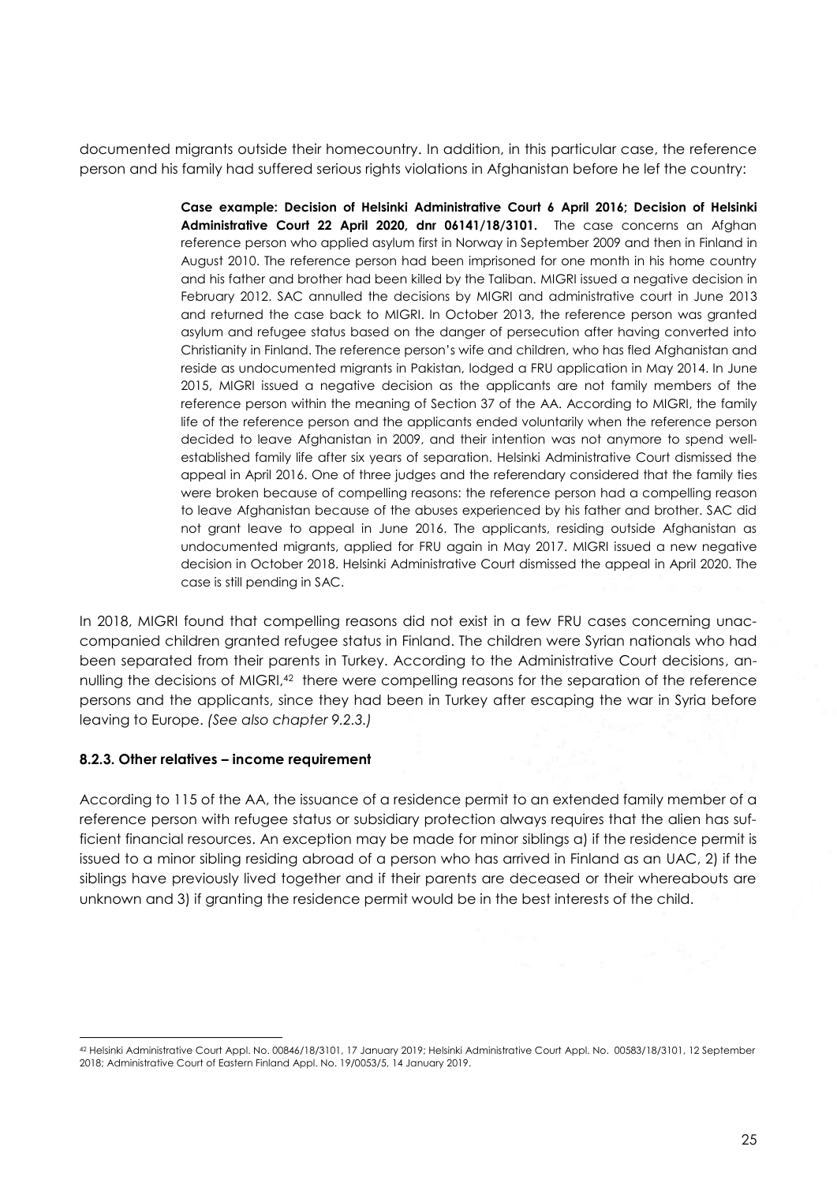documented migrants outside their homecountry. In addition, in this particular case, the reference person and his family had suffered serious rights violations in Afghanistan before he lef the country:

> **Case example: Decision of Helsinki Administrative Court 6 April 2016; Decision of Helsinki Administrative Court 22 April 2020, dnr 06141/18/3101.** The case concerns an Afghan reference person who applied asylum first in Norway in September 2009 and then in Finland in August 2010. The reference person had been imprisoned for one month in his home country and his father and brother had been killed by the Taliban. MIGRI issued a negative decision in February 2012. SAC annulled the decisions by MIGRI and administrative court in June 2013 and returned the case back to MIGRI. In October 2013, the reference person was granted asylum and refugee status based on the danger of persecution after having converted into Christianity in Finland. The reference person's wife and children, who has fled Afghanistan and reside as undocumented migrants in Pakistan, lodged a FRU application in May 2014. In June 2015, MIGRI issued a negative decision as the applicants are not family members of the reference person within the meaning of Section 37 of the AA. According to MIGRI, the family life of the reference person and the applicants ended voluntarily when the reference person decided to leave Afghanistan in 2009, and their intention was not anymore to spend well-established family life after six years of separation. Helsinki Administrative Court dismissed the appeal in April 2016. One of three judges and the referendary considered that the family ties were broken because of compelling reasons: the reference person had a compelling reason to leave Afghanistan because of the abuses experienced by his father and brother. SAC did not grant leave to appeal in June 2016. The applicants, residing outside Afghanistan as undocumented migrants, applied for FRU again in May 2017. MIGRI issued a new negative decision in October 2018. Helsinki Administrative Court dismissed the appeal in April 2020. The case is still pending in SAC.

In 2018, MIGRI found that compelling reasons did not exist in a few FRU cases concerning unaccompanied children granted refugee status in Finland. The children were Syrian nationals who had been separated from their parents in Turkey. According to the Administrative Court decisions, annulling the decisions of MIGRI,[42] there were compelling reasons for the separation of the reference persons and the applicants, since they had been in Turkey after escaping the war in Syria before leaving to Europe. *(See also chapter 9.2.3.)*

### 8.2.3. Other relatives – income requirement

According to 115 of the AA, the issuance of a residence permit to an extended family member of a reference person with refugee status or subsidiary protection always requires that the alien has sufficient financial resources. An exception may be made for minor siblings a) if the residence permit is issued to a minor sibling residing abroad of a person who has arrived in Finland as an UAC, 2) if the siblings have previously lived together and if their parents are deceased or their whereabouts are unknown and 3) if granting the residence permit would be in the best interests of the child.

---

[42] Helsinki Administrative Court Appl. No. 00846/18/3101, 17 January 2019; Helsinki Administrative Court Appl. No. 00583/18/3101, 12 September 2018; Administrative Court of Eastern Finland Appl. No. 19/0053/5, 14 January 2019.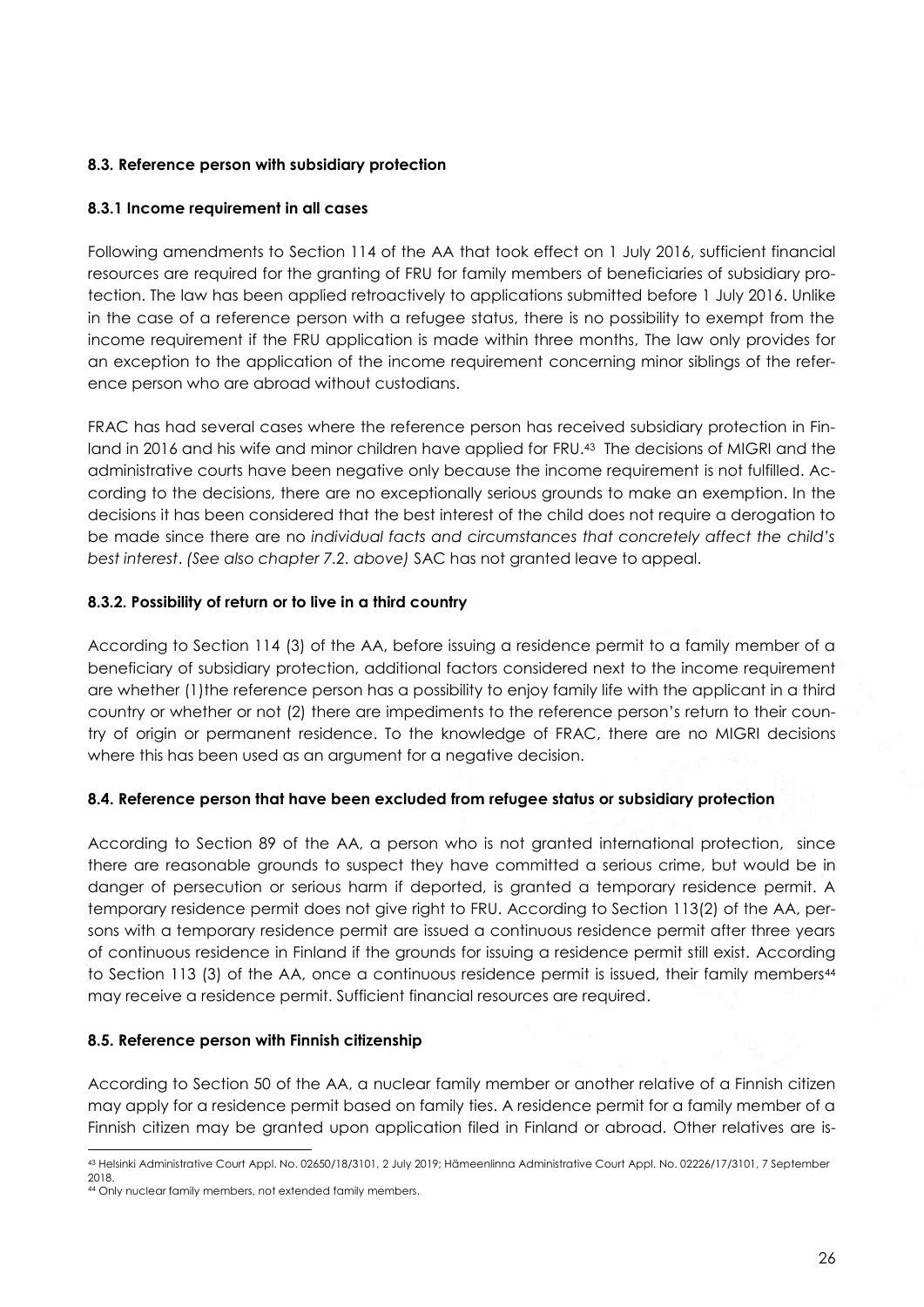#### 8.3. Reference person with subsidiary protection

#### 8.3.1 Income requirement in all cases

Following amendments to Section 114 of the AA that took effect on 1 July 2016, sufficient financial resources are required for the granting of FRU for family members of beneficiaries of subsidiary protection. The law has been applied retroactively to applications submitted before 1 July 2016. Unlike in the case of a reference person with a refugee status, there is no possibility to exempt from the income requirement if the FRU application is made within three months, The law only provides for an exception to the application of the income requirement concerning minor siblings of the reference person who are abroad without custodians.

FRAC has had several cases where the reference person has received subsidiary protection in Finland in 2016 and his wife and minor children have applied for FRU.[43] The decisions of MIGRI and the administrative courts have been negative only because the income requirement is not fulfilled. According to the decisions, there are no exceptionally serious grounds to make an exemption. In the decisions it has been considered that the best interest of the child does not require a derogation to be made since there are no *individual facts and circumstances that concretely affect the child's best interest*. *(See also chapter 7.2. above)* SAC has not granted leave to appeal.

#### 8.3.2. Possibility of return or to live in a third country

According to Section 114 (3) of the AA, before issuing a residence permit to a family member of a beneficiary of subsidiary protection, additional factors considered next to the income requirement are whether (1)the reference person has a possibility to enjoy family life with the applicant in a third country or whether or not (2) there are impediments to the reference person's return to their country of origin or permanent residence. To the knowledge of FRAC, there are no MIGRI decisions where this has been used as an argument for a negative decision.

#### 8.4. Reference person that have been excluded from refugee status or subsidiary protection

According to Section 89 of the AA, a person who is not granted international protection, since there are reasonable grounds to suspect they have committed a serious crime, but would be in danger of persecution or serious harm if deported, is granted a temporary residence permit. A temporary residence permit does not give right to FRU. According to Section 113(2) of the AA, persons with a temporary residence permit are issued a continuous residence permit after three years of continuous residence in Finland if the grounds for issuing a residence permit still exist. According to Section 113 (3) of the AA, once a continuous residence permit is issued, their family members[44] may receive a residence permit. Sufficient financial resources are required.

#### 8.5. Reference person with Finnish citizenship

According to Section 50 of the AA, a nuclear family member or another relative of a Finnish citizen may apply for a residence permit based on family ties. A residence permit for a family member of a Finnish citizen may be granted upon application filed in Finland or abroad. Other relatives are is-

---

[43] Helsinki Administrative Court Appl. No. 02650/18/3101, 2 July 2019; Hämeenlinna Administrative Court Appl. No. 02226/17/3101, 7 September 2018.

[44] Only nuclear family members, not extended family members.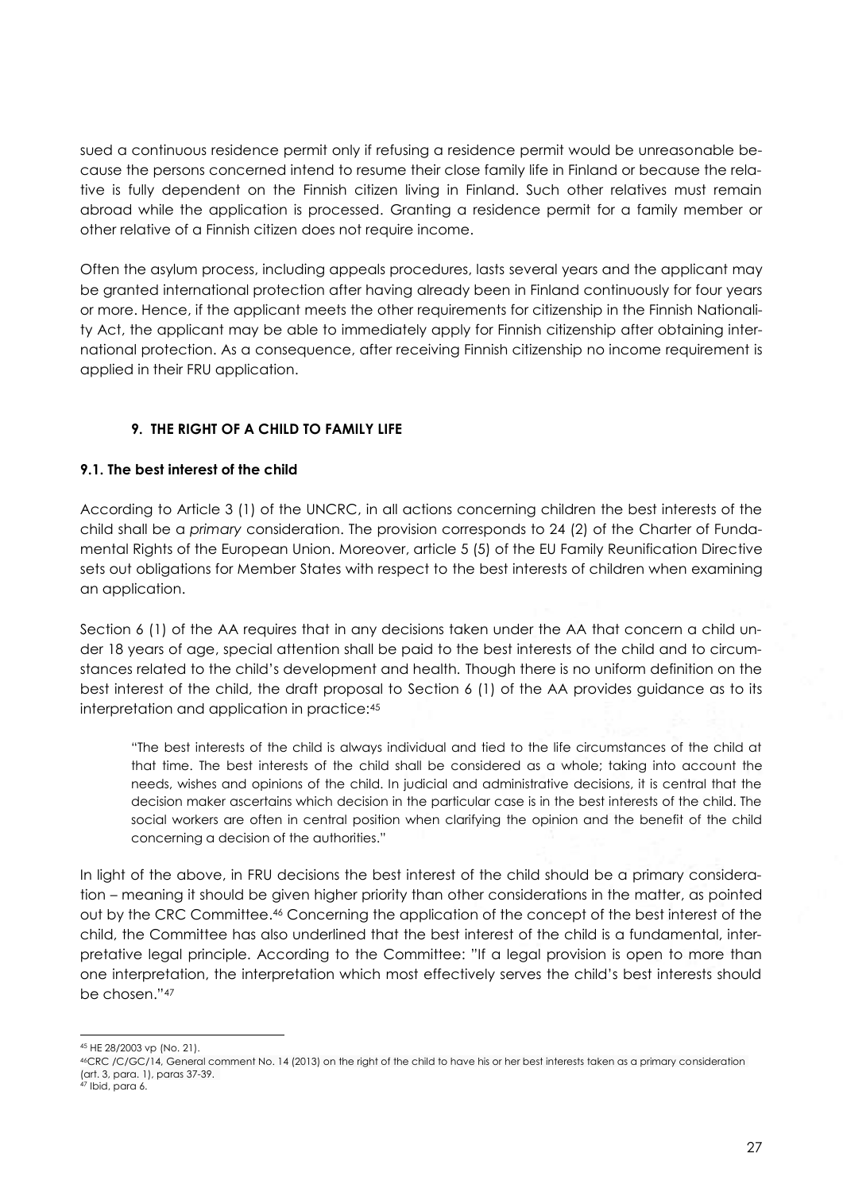sued a continuous residence permit only if refusing a residence permit would be unreasonable because the persons concerned intend to resume their close family life in Finland or because the relative is fully dependent on the Finnish citizen living in Finland. Such other relatives must remain abroad while the application is processed. Granting a residence permit for a family member or other relative of a Finnish citizen does not require income.

Often the asylum process, including appeals procedures, lasts several years and the applicant may be granted international protection after having already been in Finland continuously for four years or more. Hence, if the applicant meets the other requirements for citizenship in the Finnish Nationality Act, the applicant may be able to immediately apply for Finnish citizenship after obtaining international protection. As a consequence, after receiving Finnish citizenship no income requirement is applied in their FRU application.

## 9. THE RIGHT OF A CHILD TO FAMILY LIFE

### 9.1. The best interest of the child

According to Article 3 (1) of the UNCRC, in all actions concerning children the best interests of the child shall be a *primary* consideration. The provision corresponds to 24 (2) of the Charter of Fundamental Rights of the European Union. Moreover, article 5 (5) of the EU Family Reunification Directive sets out obligations for Member States with respect to the best interests of children when examining an application.

Section 6 (1) of the AA requires that in any decisions taken under the AA that concern a child under 18 years of age, special attention shall be paid to the best interests of the child and to circumstances related to the child's development and health. Though there is no uniform definition on the best interest of the child, the draft proposal to Section 6 (1) of the AA provides guidance as to its interpretation and application in practice:[45]

> "The best interests of the child is always individual and tied to the life circumstances of the child at that time. The best interests of the child shall be considered as a whole; taking into account the needs, wishes and opinions of the child. In judicial and administrative decisions, it is central that the decision maker ascertains which decision in the particular case is in the best interests of the child. The social workers are often in central position when clarifying the opinion and the benefit of the child concerning a decision of the authorities."

In light of the above, in FRU decisions the best interest of the child should be a primary consideration – meaning it should be given higher priority than other considerations in the matter, as pointed out by the CRC Committee.[46] Concerning the application of the concept of the best interest of the child, the Committee has also underlined that the best interest of the child is a fundamental, interpretative legal principle. According to the Committee: "If a legal provision is open to more than one interpretation, the interpretation which most effectively serves the child's best interests should be chosen."[47]

---

[45] HE 28/2003 vp (No. 21).

[46] CRC /C/GC/14, General comment No. 14 (2013) on the right of the child to have his or her best interests taken as a primary consideration (art. 3, para. 1), paras 37-39.

[47] Ibid, para 6.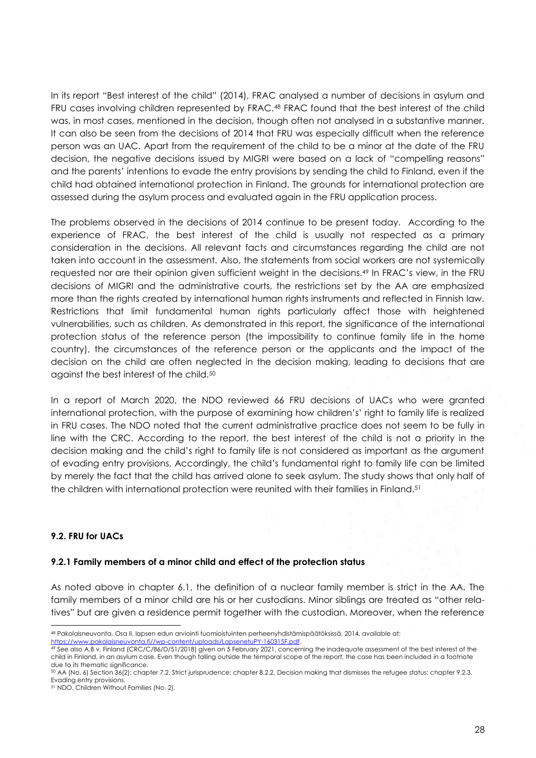In its report "Best interest of the child" (2014), FRAC analysed a number of decisions in asylum and FRU cases involving children represented by FRAC.[48] FRAC found that the best interest of the child was, in most cases, mentioned in the decision, though often not analysed in a substantive manner. It can also be seen from the decisions of 2014 that FRU was especially difficult when the reference person was an UAC. Apart from the requirement of the child to be a minor at the date of the FRU decision, the negative decisions issued by MIGRI were based on a lack of "compelling reasons" and the parents' intentions to evade the entry provisions by sending the child to Finland, even if the child had obtained international protection in Finland. The grounds for international protection are assessed during the asylum process and evaluated again in the FRU application process.

The problems observed in the decisions of 2014 continue to be present today. According to the experience of FRAC, the best interest of the child is usually not respected as a primary consideration in the decisions. All relevant facts and circumstances regarding the child are not taken into account in the assessment. Also, the statements from social workers are not systemically requested nor are their opinion given sufficient weight in the decisions.[49] In FRAC's view, in the FRU decisions of MIGRI and the administrative courts, the restrictions set by the AA are emphasized more than the rights created by international human rights instruments and reflected in Finnish law. Restrictions that limit fundamental human rights particularly affect those with heightened vulnerabilities, such as children. As demonstrated in this report, the significance of the international protection status of the reference person (the impossibility to continue family life in the home country), the circumstances of the reference person or the applicants and the impact of the decision on the child are often neglected in the decision making, leading to decisions that are against the best interest of the child.[50]

In a report of March 2020, the NDO reviewed 66 FRU decisions of UACs who were granted international protection, with the purpose of examining how children's' right to family life is realized in FRU cases. The NDO noted that the current administrative practice does not seem to be fully in line with the CRC. According to the report, the best interest of the child is not a priority in the decision making and the child's right to family life is not considered as important as the argument of evading entry provisions, Accordingly, the child's fundamental right to family life can be limited by merely the fact that the child has arrived alone to seek asylum. The study shows that only half of the children with international protection were reunited with their families in Finland.[51]

### 9.2. FRU for UACs

#### 9.2.1 Family members of a minor child and effect of the protection status

As noted above in chapter 6.1, the definition of a nuclear family member is strict in the AA. The family members of a minor child are his or her custodians. Minor siblings are treated as "other relatives" but are given a residence permit together with the custodian. Moreover, when the reference

---

[48] Pakolaisneuvonta, Osa II, lapsen edun arviointi tuomioistuinten perheenyhdistämispäätöksissä, 2014, available at: https://www.pakolaisneuvonta.fi//wp-content/uploads/LapsenetuPY-160315F.pdf.

[49] See also A.B v. Finland (CRC/C/86/D/51/2018) given on 5 February 2021, concerning the inadequate assessment of the best interest of the child in Finland, in an asylum case. Even though falling outside the temporal scope of the report, the case has been included in a footnote due to its thematic significance.

[50] AA (No. 6) Section 36(2); chapter 7.2. Strict jurisprudence; chapter 8.2.2. Decision making that dismisses the refugee status; chapter 9.2.3. Evading entry provisions.

[51] NDO, Children Without Families (No. 2).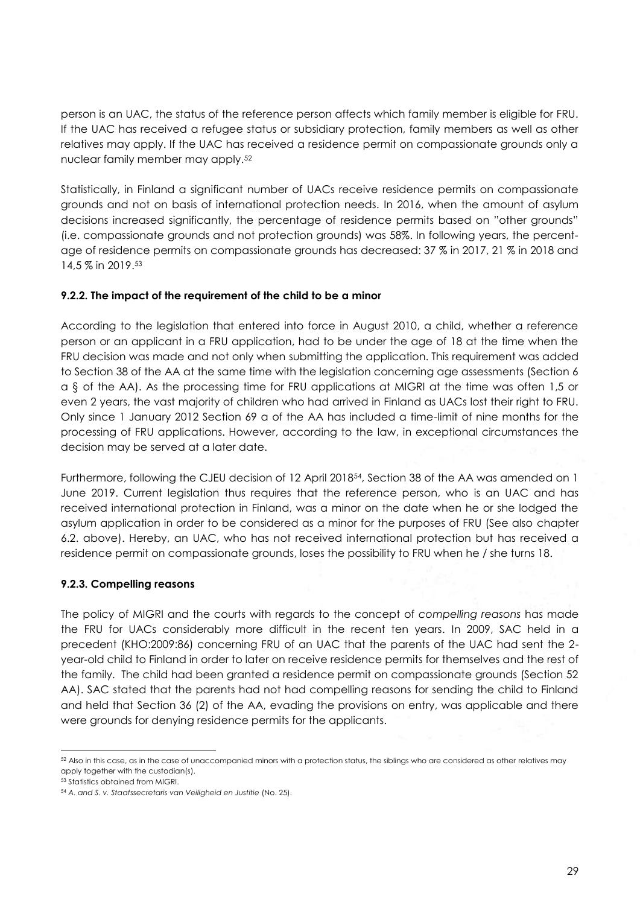person is an UAC, the status of the reference person affects which family member is eligible for FRU. If the UAC has received a refugee status or subsidiary protection, family members as well as other relatives may apply. If the UAC has received a residence permit on compassionate grounds only a nuclear family member may apply.[52]

Statistically, in Finland a significant number of UACs receive residence permits on compassionate grounds and not on basis of international protection needs. In 2016, when the amount of asylum decisions increased significantly, the percentage of residence permits based on "other grounds" (i.e. compassionate grounds and not protection grounds) was 58%. In following years, the percentage of residence permits on compassionate grounds has decreased: 37 % in 2017, 21 % in 2018 and 14,5 % in 2019.[53]

### 9.2.2. The impact of the requirement of the child to be a minor

According to the legislation that entered into force in August 2010, a child, whether a reference person or an applicant in a FRU application, had to be under the age of 18 at the time when the FRU decision was made and not only when submitting the application. This requirement was added to Section 38 of the AA at the same time with the legislation concerning age assessments (Section 6 a § of the AA). As the processing time for FRU applications at MIGRI at the time was often 1,5 or even 2 years, the vast majority of children who had arrived in Finland as UACs lost their right to FRU. Only since 1 January 2012 Section 69 a of the AA has included a time-limit of nine months for the processing of FRU applications. However, according to the law, in exceptional circumstances the decision may be served at a later date.

Furthermore, following the CJEU decision of 12 April 2018[54], Section 38 of the AA was amended on 1 June 2019. Current legislation thus requires that the reference person, who is an UAC and has received international protection in Finland, was a minor on the date when he or she lodged the asylum application in order to be considered as a minor for the purposes of FRU (See also chapter 6.2. above). Hereby, an UAC, who has not received international protection but has received a residence permit on compassionate grounds, loses the possibility to FRU when he / she turns 18.

### 9.2.3. Compelling reasons

The policy of MIGRI and the courts with regards to the concept of *compelling reasons* has made the FRU for UACs considerably more difficult in the recent ten years. In 2009, SAC held in a precedent (KHO:2009:86) concerning FRU of an UAC that the parents of the UAC had sent the 2-year-old child to Finland in order to later on receive residence permits for themselves and the rest of the family. The child had been granted a residence permit on compassionate grounds (Section 52 AA). SAC stated that the parents had not had compelling reasons for sending the child to Finland and held that Section 36 (2) of the AA, evading the provisions on entry, was applicable and there were grounds for denying residence permits for the applicants.

---

[52] Also in this case, as in the case of unaccompanied minors with a protection status, the siblings who are considered as other relatives may apply together with the custodian(s).

[53] Statistics obtained from MIGRI.

[54] *A. and S. v. Staatssecretaris van Veiligheid en Justitie* (No. 25).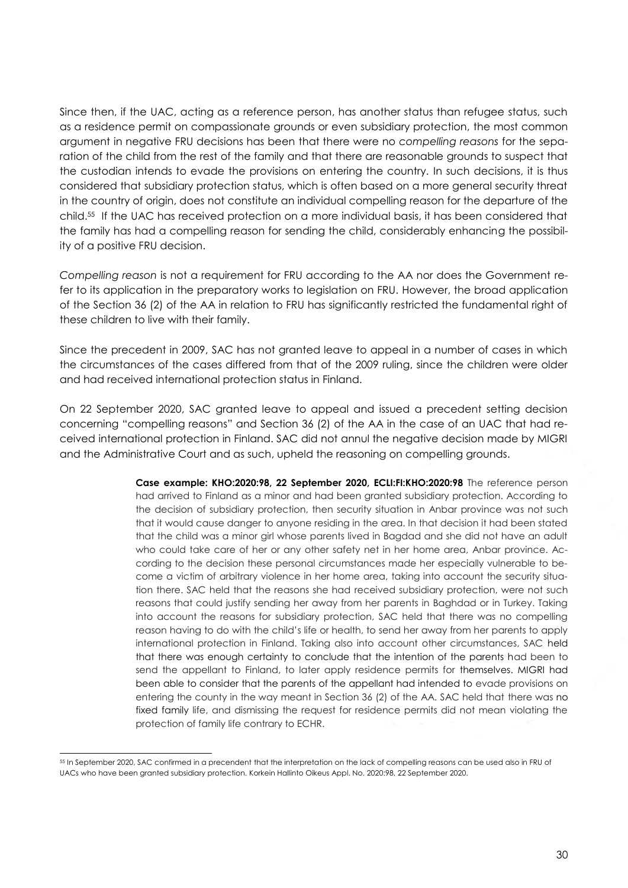Since then, if the UAC, acting as a reference person, has another status than refugee status, such as a residence permit on compassionate grounds or even subsidiary protection, the most common argument in negative FRU decisions has been that there were no *compelling reasons* for the separation of the child from the rest of the family and that there are reasonable grounds to suspect that the custodian intends to evade the provisions on entering the country. In such decisions, it is thus considered that subsidiary protection status, which is often based on a more general security threat in the country of origin, does not constitute an individual compelling reason for the departure of the child.[55] If the UAC has received protection on a more individual basis, it has been considered that the family has had a compelling reason for sending the child, considerably enhancing the possibility of a positive FRU decision.

*Compelling reason* is not a requirement for FRU according to the AA nor does the Government refer to its application in the preparatory works to legislation on FRU. However, the broad application of the Section 36 (2) of the AA in relation to FRU has significantly restricted the fundamental right of these children to live with their family.

Since the precedent in 2009, SAC has not granted leave to appeal in a number of cases in which the circumstances of the cases differed from that of the 2009 ruling, since the children were older and had received international protection status in Finland.

On 22 September 2020, SAC granted leave to appeal and issued a precedent setting decision concerning "compelling reasons" and Section 36 (2) of the AA in the case of an UAC that had received international protection in Finland. SAC did not annul the negative decision made by MIGRI and the Administrative Court and as such, upheld the reasoning on compelling grounds.

> **Case example: KHO:2020:98, 22 September 2020, ECLI:FI:KHO:2020:98** The reference person had arrived to Finland as a minor and had been granted subsidiary protection. According to the decision of subsidiary protection, then security situation in Anbar province was not such that it would cause danger to anyone residing in the area. In that decision it had been stated that the child was a minor girl whose parents lived in Bagdad and she did not have an adult who could take care of her or any other safety net in her home area, Anbar province. According to the decision these personal circumstances made her especially vulnerable to become a victim of arbitrary violence in her home area, taking into account the security situation there. SAC held that the reasons she had received subsidiary protection, were not such reasons that could justify sending her away from her parents in Baghdad or in Turkey. Taking into account the reasons for subsidiary protection, SAC held that there was no compelling reason having to do with the child's life or health, to send her away from her parents to apply international protection in Finland. Taking also into account other circumstances, SAC held that there was enough certainty to conclude that the intention of the parents had been to send the appellant to Finland, to later apply residence permits for themselves. MIGRI had been able to consider that the parents of the appellant had intended to evade provisions on entering the county in the way meant in Section 36 (2) of the AA. SAC held that there was no fixed family life, and dismissing the request for residence permits did not mean violating the protection of family life contrary to ECHR.

[55] In September 2020, SAC confirmed in a precendent that the interpretation on the lack of compelling reasons can be used also in FRU of UACs who have been granted subsidiary protection. Korkein Hallinto Oikeus Appl. No. 2020:98, 22 September 2020.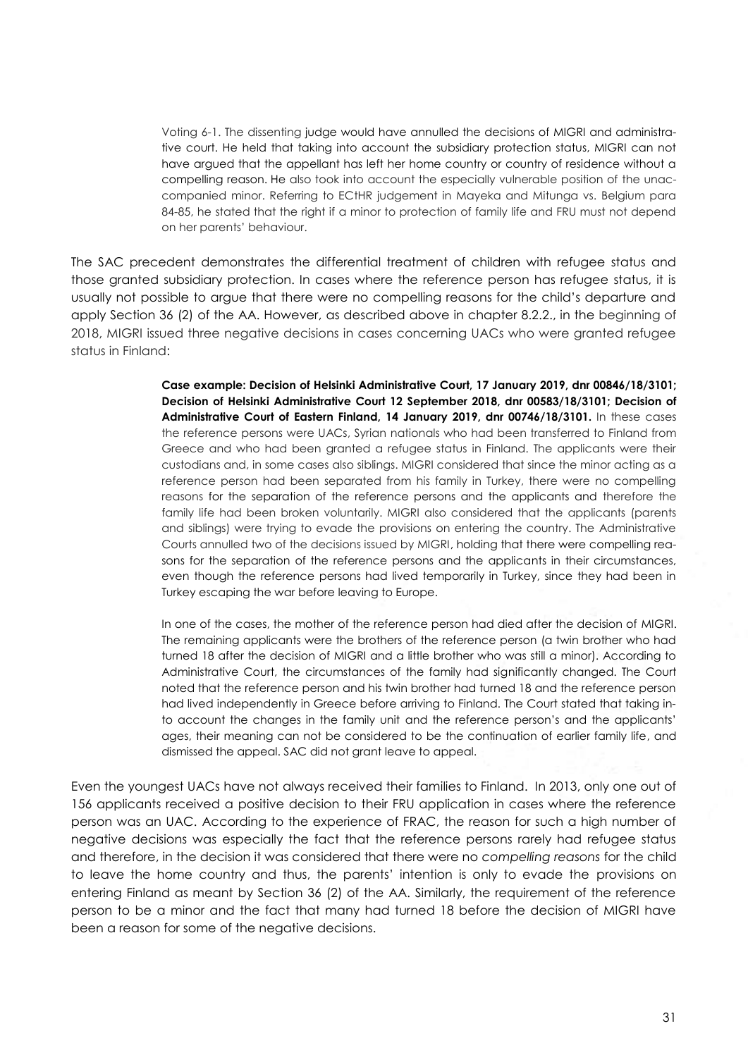Voting 6-1. The dissenting judge would have annulled the decisions of MIGRI and administrative court. He held that taking into account the subsidiary protection status, MIGRI can not have argued that the appellant has left her home country or country of residence without a compelling reason. He also took into account the especially vulnerable position of the unaccompanied minor. Referring to ECtHR judgement in Mayeka and Mitunga vs. Belgium para 84-85, he stated that the right if a minor to protection of family life and FRU must not depend on her parents' behaviour.

The SAC precedent demonstrates the differential treatment of children with refugee status and those granted subsidiary protection. In cases where the reference person has refugee status, it is usually not possible to argue that there were no compelling reasons for the child's departure and apply Section 36 (2) of the AA. However, as described above in chapter 8.2.2., in the beginning of 2018, MIGRI issued three negative decisions in cases concerning UACs who were granted refugee status in Finland:

> **Case example: Decision of Helsinki Administrative Court, 17 January 2019, dnr 00846/18/3101; Decision of Helsinki Administrative Court 12 September 2018, dnr 00583/18/3101; Decision of Administrative Court of Eastern Finland, 14 January 2019, dnr 00746/18/3101.** In these cases the reference persons were UACs, Syrian nationals who had been transferred to Finland from Greece and who had been granted a refugee status in Finland. The applicants were their custodians and, in some cases also siblings. MIGRI considered that since the minor acting as a reference person had been separated from his family in Turkey, there were no compelling reasons for the separation of the reference persons and the applicants and therefore the family life had been broken voluntarily. MIGRI also considered that the applicants (parents and siblings) were trying to evade the provisions on entering the country. The Administrative Courts annulled two of the decisions issued by MIGRI, holding that there were compelling reasons for the separation of the reference persons and the applicants in their circumstances, even though the reference persons had lived temporarily in Turkey, since they had been in Turkey escaping the war before leaving to Europe.
>
> In one of the cases, the mother of the reference person had died after the decision of MIGRI. The remaining applicants were the brothers of the reference person (a twin brother who had turned 18 after the decision of MIGRI and a little brother who was still a minor). According to Administrative Court, the circumstances of the family had significantly changed. The Court noted that the reference person and his twin brother had turned 18 and the reference person had lived independently in Greece before arriving to Finland. The Court stated that taking into account the changes in the family unit and the reference person's and the applicants' ages, their meaning can not be considered to be the continuation of earlier family life, and dismissed the appeal. SAC did not grant leave to appeal.

Even the youngest UACs have not always received their families to Finland. In 2013, only one out of 156 applicants received a positive decision to their FRU application in cases where the reference person was an UAC. According to the experience of FRAC, the reason for such a high number of negative decisions was especially the fact that the reference persons rarely had refugee status and therefore, in the decision it was considered that there were no *compelling reasons* for the child to leave the home country and thus, the parents' intention is only to evade the provisions on entering Finland as meant by Section 36 (2) of the AA. Similarly, the requirement of the reference person to be a minor and the fact that many had turned 18 before the decision of MIGRI have been a reason for some of the negative decisions.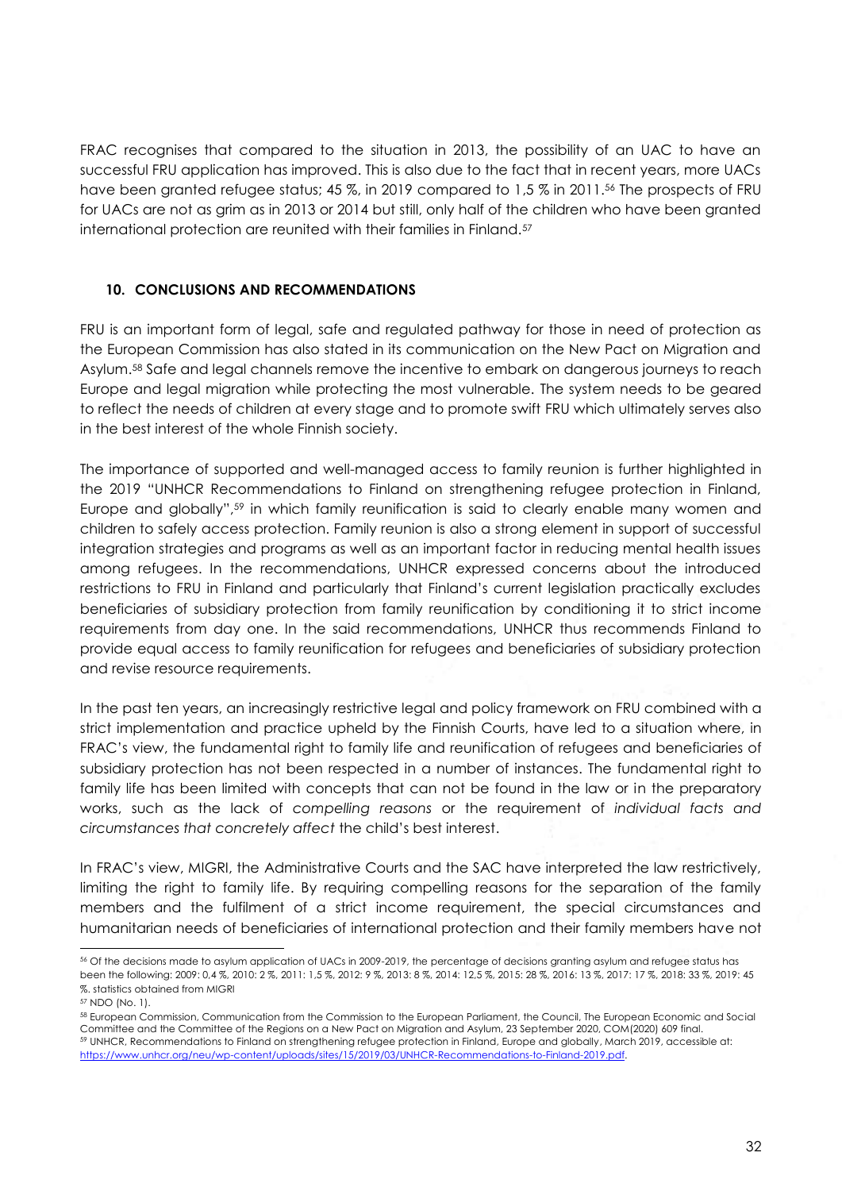FRAC recognises that compared to the situation in 2013, the possibility of an UAC to have an successful FRU application has improved. This is also due to the fact that in recent years, more UACs have been granted refugee status; 45 %, in 2019 compared to 1,5 % in 2011.[56] The prospects of FRU for UACs are not as grim as in 2013 or 2014 but still, only half of the children who have been granted international protection are reunited with their families in Finland.[57]

## 10. CONCLUSIONS AND RECOMMENDATIONS

FRU is an important form of legal, safe and regulated pathway for those in need of protection as the European Commission has also stated in its communication on the New Pact on Migration and Asylum.[58] Safe and legal channels remove the incentive to embark on dangerous journeys to reach Europe and legal migration while protecting the most vulnerable. The system needs to be geared to reflect the needs of children at every stage and to promote swift FRU which ultimately serves also in the best interest of the whole Finnish society.

The importance of supported and well-managed access to family reunion is further highlighted in the 2019 "UNHCR Recommendations to Finland on strengthening refugee protection in Finland, Europe and globally",[59] in which family reunification is said to clearly enable many women and children to safely access protection. Family reunion is also a strong element in support of successful integration strategies and programs as well as an important factor in reducing mental health issues among refugees. In the recommendations, UNHCR expressed concerns about the introduced restrictions to FRU in Finland and particularly that Finland's current legislation practically excludes beneficiaries of subsidiary protection from family reunification by conditioning it to strict income requirements from day one. In the said recommendations, UNHCR thus recommends Finland to provide equal access to family reunification for refugees and beneficiaries of subsidiary protection and revise resource requirements.

In the past ten years, an increasingly restrictive legal and policy framework on FRU combined with a strict implementation and practice upheld by the Finnish Courts, have led to a situation where, in FRAC's view, the fundamental right to family life and reunification of refugees and beneficiaries of subsidiary protection has not been respected in a number of instances. The fundamental right to family life has been limited with concepts that can not be found in the law or in the preparatory works, such as the lack of *compelling reasons* or the requirement of *individual facts and circumstances that concretely affect* the child's best interest.

In FRAC's view, MIGRI, the Administrative Courts and the SAC have interpreted the law restrictively, limiting the right to family life. By requiring compelling reasons for the separation of the family members and the fulfilment of a strict income requirement, the special circumstances and humanitarian needs of beneficiaries of international protection and their family members have not

---

[56] Of the decisions made to asylum application of UACs in 2009-2019, the percentage of decisions granting asylum and refugee status has been the following: 2009: 0,4 %, 2010: 2 %, 2011: 1,5 %, 2012: 9 %, 2013: 8 %, 2014: 12,5 %, 2015: 28 %, 2016: 13 %, 2017: 17 %, 2018: 33 %, 2019: 45 %. statistics obtained from MIGRI

[57] NDO (No. 1).

[58] European Commission, Communication from the Commission to the European Parliament, the Council, The European Economic and Social Committee and the Committee of the Regions on a New Pact on Migration and Asylum, 23 September 2020, COM(2020) 609 final.

[59] UNHCR, Recommendations to Finland on strengthening refugee protection in Finland, Europe and globally, March 2019, accessible at: https://www.unhcr.org/neu/wp-content/uploads/sites/15/2019/03/UNHCR-Recommendations-to-Finland-2019.pdf.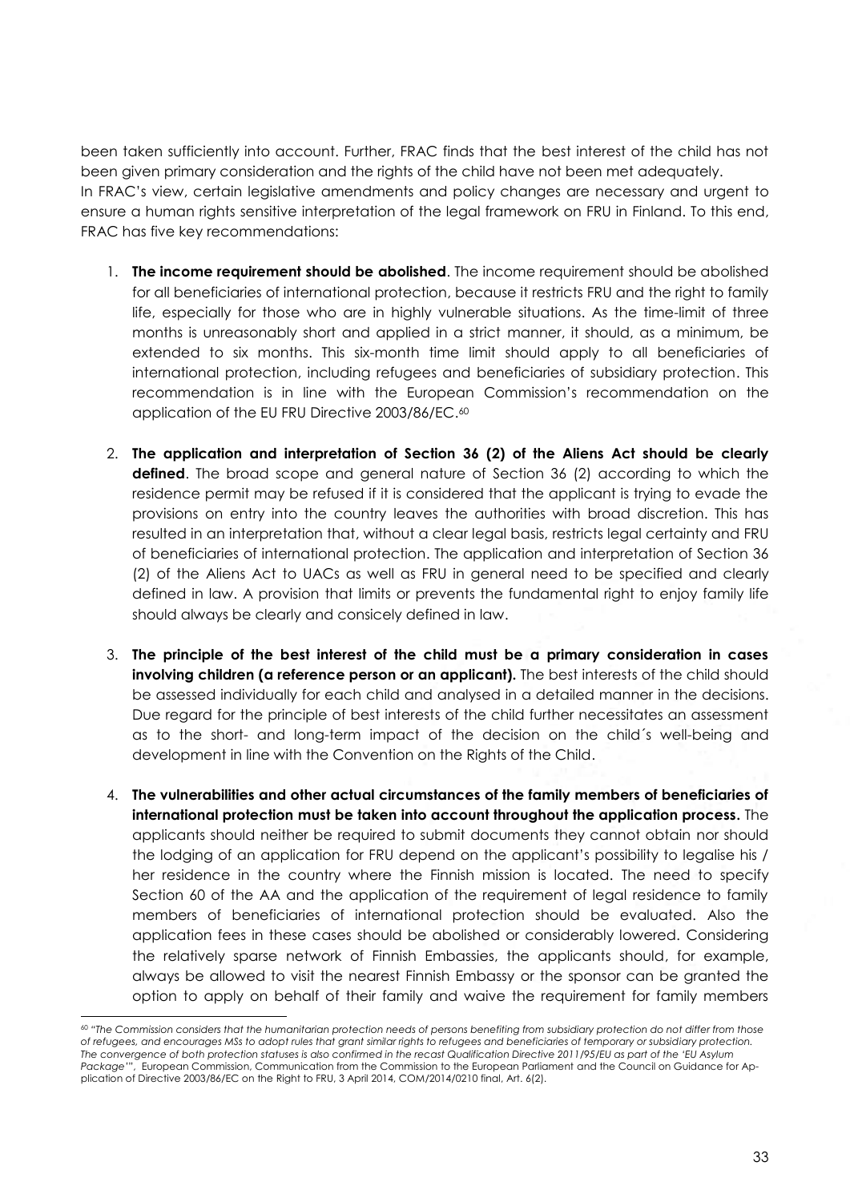been taken sufficiently into account. Further, FRAC finds that the best interest of the child has not been given primary consideration and the rights of the child have not been met adequately.
In FRAC's view, certain legislative amendments and policy changes are necessary and urgent to ensure a human rights sensitive interpretation of the legal framework on FRU in Finland. To this end, FRAC has five key recommendations:

1. **The income requirement should be abolished**. The income requirement should be abolished for all beneficiaries of international protection, because it restricts FRU and the right to family life, especially for those who are in highly vulnerable situations. As the time-limit of three months is unreasonably short and applied in a strict manner, it should, as a minimum, be extended to six months. This six-month time limit should apply to all beneficiaries of international protection, including refugees and beneficiaries of subsidiary protection. This recommendation is in line with the European Commission's recommendation on the application of the EU FRU Directive 2003/86/EC.[60]

2. **The application and interpretation of Section 36 (2) of the Aliens Act should be clearly defined**. The broad scope and general nature of Section 36 (2) according to which the residence permit may be refused if it is considered that the applicant is trying to evade the provisions on entry into the country leaves the authorities with broad discretion. This has resulted in an interpretation that, without a clear legal basis, restricts legal certainty and FRU of beneficiaries of international protection. The application and interpretation of Section 36 (2) of the Aliens Act to UACs as well as FRU in general need to be specified and clearly defined in law. A provision that limits or prevents the fundamental right to enjoy family life should always be clearly and consicely defined in law.

3. **The principle of the best interest of the child must be a primary consideration in cases involving children (a reference person or an applicant).** The best interests of the child should be assessed individually for each child and analysed in a detailed manner in the decisions. Due regard for the principle of best interests of the child further necessitates an assessment as to the short- and long-term impact of the decision on the child´s well-being and development in line with the Convention on the Rights of the Child.

4. **The vulnerabilities and other actual circumstances of the family members of beneficiaries of international protection must be taken into account throughout the application process.** The applicants should neither be required to submit documents they cannot obtain nor should the lodging of an application for FRU depend on the applicant's possibility to legalise his / her residence in the country where the Finnish mission is located. The need to specify Section 60 of the AA and the application of the requirement of legal residence to family members of beneficiaries of international protection should be evaluated. Also the application fees in these cases should be abolished or considerably lowered. Considering the relatively sparse network of Finnish Embassies, the applicants should, for example, always be allowed to visit the nearest Finnish Embassy or the sponsor can be granted the option to apply on behalf of their family and waive the requirement for family members

---

[60] *"The Commission considers that the humanitarian protection needs of persons benefiting from subsidiary protection do not differ from those of refugees, and encourages MSs to adopt rules that grant similar rights to refugees and beneficiaries of temporary or subsidiary protection. The convergence of both protection statuses is also confirmed in the recast Qualification Directive 2011/95/EU as part of the 'EU Asylum Package'"*, European Commission, Communication from the Commission to the European Parliament and the Council on Guidance for Application of Directive 2003/86/EC on the Right to FRU, 3 April 2014, COM/2014/0210 final, Art. 6(2).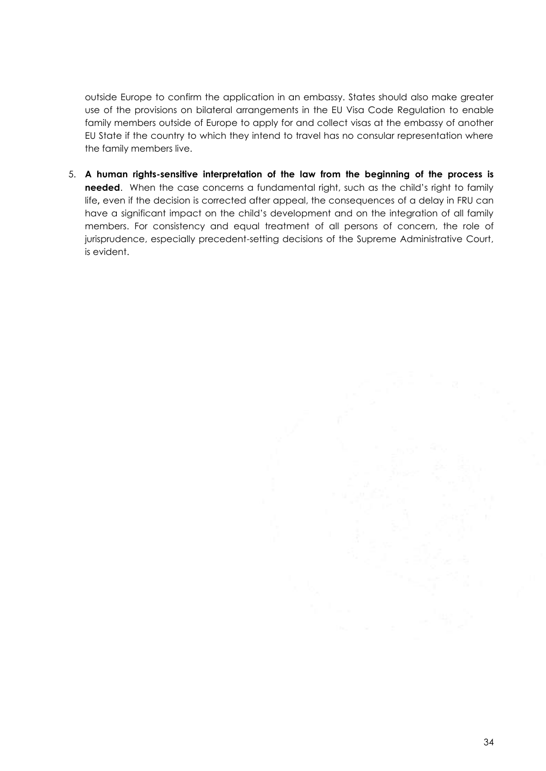outside Europe to confirm the application in an embassy. States should also make greater use of the provisions on bilateral arrangements in the EU Visa Code Regulation to enable family members outside of Europe to apply for and collect visas at the embassy of another EU State if the country to which they intend to travel has no consular representation where the family members live.

5. **A human rights-sensitive interpretation of the law from the beginning of the process is needed**. When the case concerns a fundamental right, such as the child's right to family life**,** even if the decision is corrected after appeal, the consequences of a delay in FRU can have a significant impact on the child's development and on the integration of all family members. For consistency and equal treatment of all persons of concern, the role of jurisprudence, especially precedent-setting decisions of the Supreme Administrative Court, is evident.